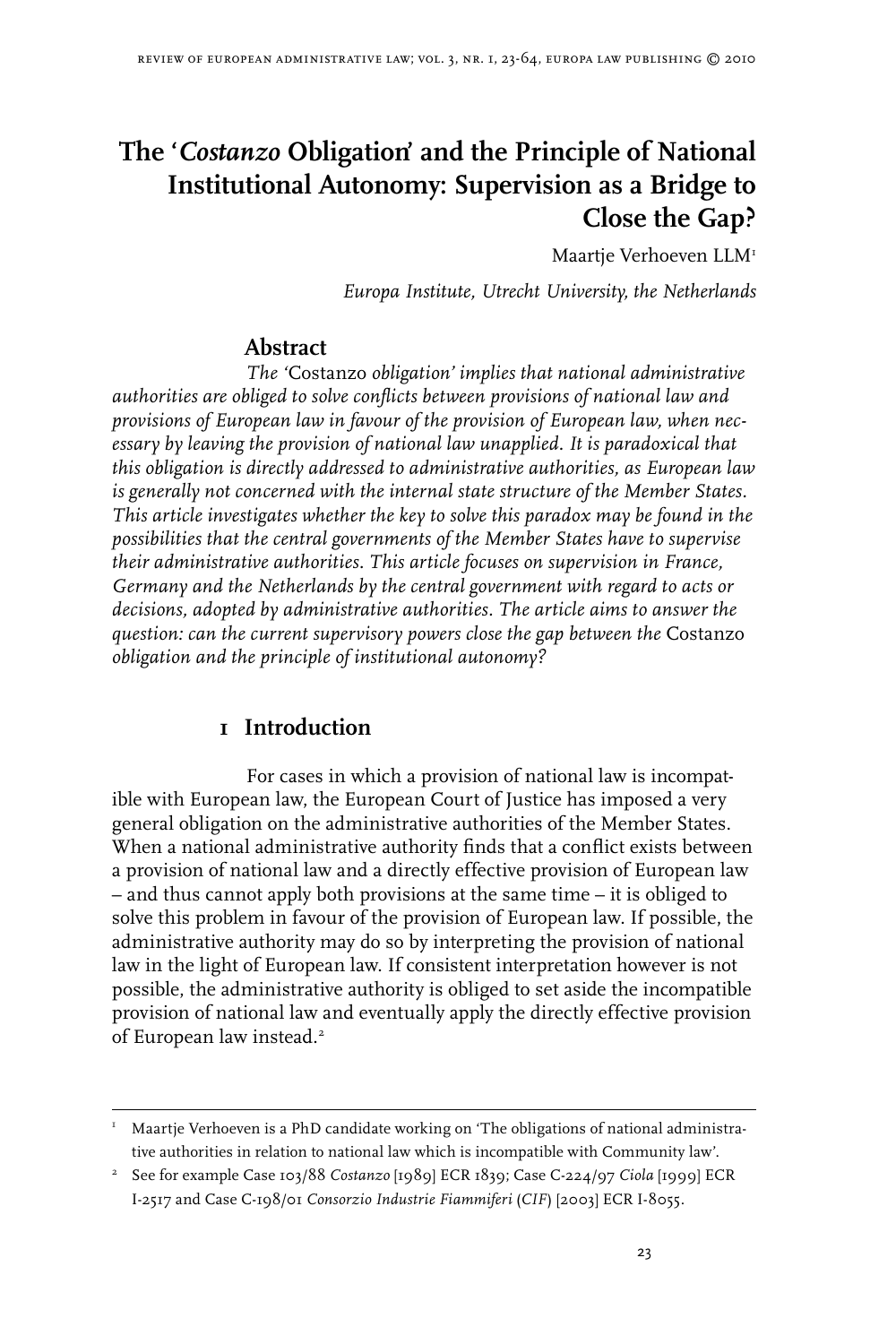# The '*Costanzo* Obligation' and the Principle of National Institutional Autonomy: Supervision as a Bridge to Close the Gap?

Maartje Verhoeven LLM[1]

*Europa Institute, Utrecht University, the Netherlands*

## Abstract

*The '*Costanzo *obligation' implies that national administrative authorities are obliged to solve conflicts between provisions of national law and provisions of European law in favour of the provision of European law, when necessary by leaving the provision of national law unapplied. It is paradoxical that this obligation is directly addressed to administrative authorities, as European law is generally not concerned with the internal state structure of the Member States. This article investigates whether the key to solve this paradox may be found in the possibilities that the central governments of the Member States have to supervise their administrative authorities. This article focuses on supervision in France, Germany and the Netherlands by the central government with regard to acts or decisions, adopted by administrative authorities. The article aims to answer the question: can the current supervisory powers close the gap between the* Costanzo *obligation and the principle of institutional autonomy?*

## 1 Introduction

For cases in which a provision of national law is incompatible with European law, the European Court of Justice has imposed a very general obligation on the administrative authorities of the Member States. When a national administrative authority finds that a conflict exists between a provision of national law and a directly effective provision of European law – and thus cannot apply both provisions at the same time – it is obliged to solve this problem in favour of the provision of European law. If possible, the administrative authority may do so by interpreting the provision of national law in the light of European law. If consistent interpretation however is not possible, the administrative authority is obliged to set aside the incompatible provision of national law and eventually apply the directly effective provision of European law instead.[2]

---

[1] Maartje Verhoeven is a PhD candidate working on 'The obligations of national administrative authorities in relation to national law which is incompatible with Community law'.

[2] See for example Case 103/88 *Costanzo* [1989] ECR 1839; Case C-224/97 *Ciola* [1999] ECR I-2517 and Case C-198/01 *Consorzio Industrie Fiammiferi* (*CIF*) [2003] ECR I-8055.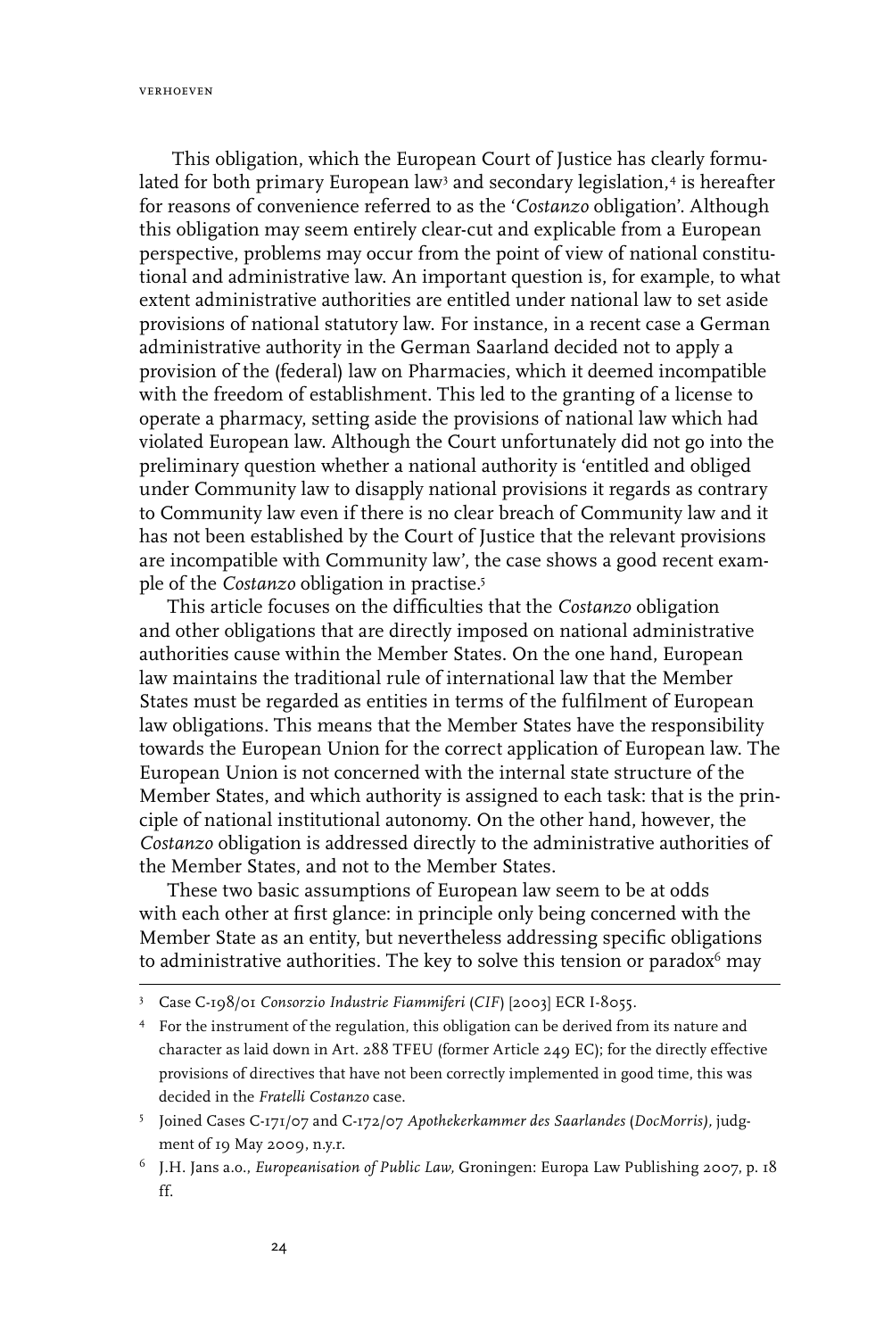This obligation, which the European Court of Justice has clearly formulated for both primary European law[3] and secondary legislation,[4] is hereafter for reasons of convenience referred to as the '*Costanzo* obligation'. Although this obligation may seem entirely clear-cut and explicable from a European perspective, problems may occur from the point of view of national constitutional and administrative law. An important question is, for example, to what extent administrative authorities are entitled under national law to set aside provisions of national statutory law. For instance, in a recent case a German administrative authority in the German Saarland decided not to apply a provision of the (federal) law on Pharmacies, which it deemed incompatible with the freedom of establishment. This led to the granting of a license to operate a pharmacy, setting aside the provisions of national law which had violated European law. Although the Court unfortunately did not go into the preliminary question whether a national authority is 'entitled and obliged under Community law to disapply national provisions it regards as contrary to Community law even if there is no clear breach of Community law and it has not been established by the Court of Justice that the relevant provisions are incompatible with Community law', the case shows a good recent example of the *Costanzo* obligation in practise.[5]

This article focuses on the difficulties that the *Costanzo* obligation and other obligations that are directly imposed on national administrative authorities cause within the Member States. On the one hand, European law maintains the traditional rule of international law that the Member States must be regarded as entities in terms of the fulfilment of European law obligations. This means that the Member States have the responsibility towards the European Union for the correct application of European law. The European Union is not concerned with the internal state structure of the Member States, and which authority is assigned to each task: that is the principle of national institutional autonomy. On the other hand, however, the *Costanzo* obligation is addressed directly to the administrative authorities of the Member States, and not to the Member States.

These two basic assumptions of European law seem to be at odds with each other at first glance: in principle only being concerned with the Member State as an entity, but nevertheless addressing specific obligations to administrative authorities. The key to solve this tension or paradox[6] may

---

[3] Case C-198/01 *Consorzio Industrie Fiammiferi (CIF)* [2003] ECR I-8055.

[4] For the instrument of the regulation, this obligation can be derived from its nature and character as laid down in Art. 288 TFEU (former Article 249 EC); for the directly effective provisions of directives that have not been correctly implemented in good time, this was decided in the *Fratelli Costanzo* case.

[5] Joined Cases C-171/07 and C-172/07 *Apothekerkammer des Saarlandes (DocMorris)*, judgment of 19 May 2009, n.y.r.

[6] J.H. Jans a.o., *Europeanisation of Public Law,* Groningen: Europa Law Publishing 2007, p. 18 ff.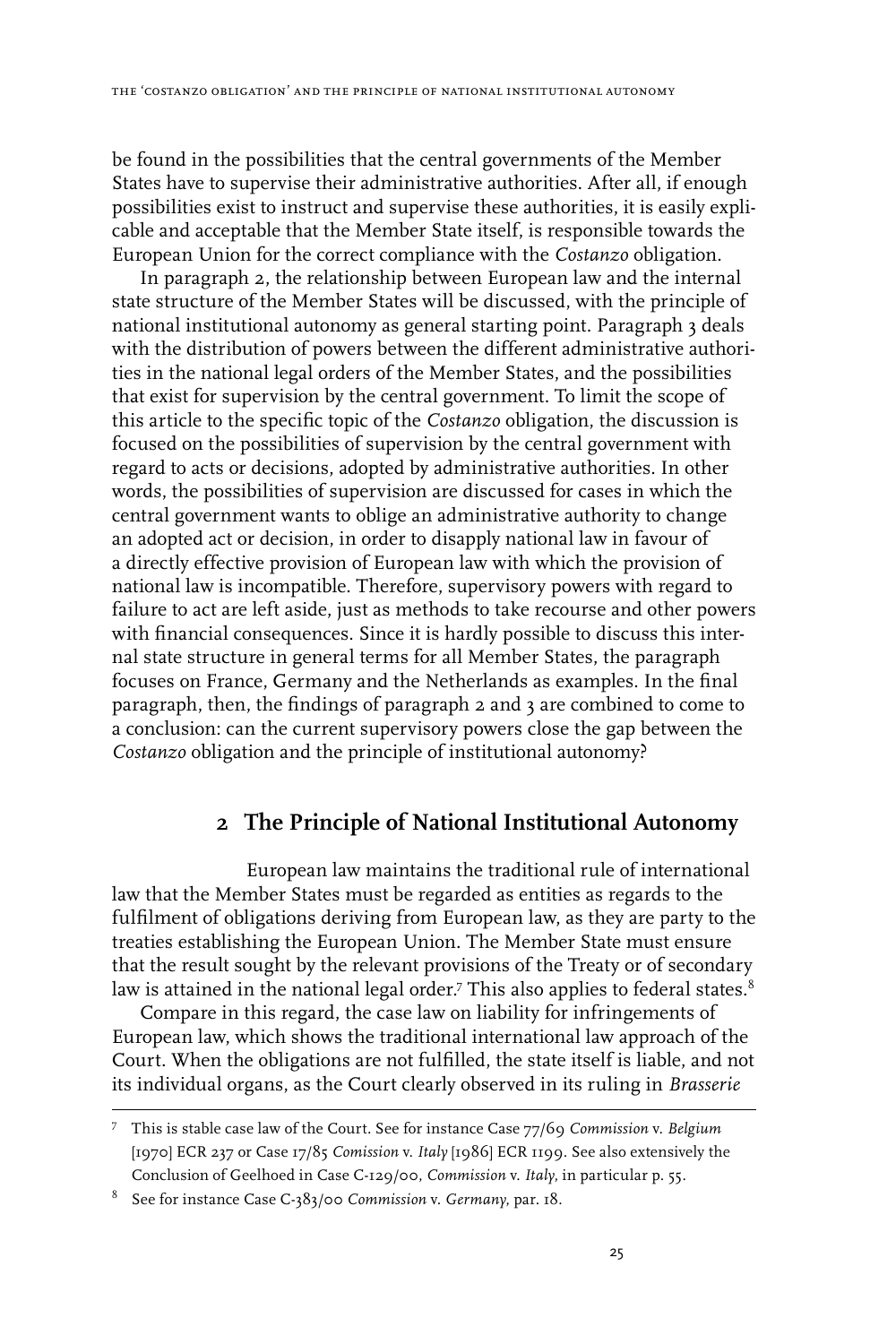be found in the possibilities that the central governments of the Member States have to supervise their administrative authorities. After all, if enough possibilities exist to instruct and supervise these authorities, it is easily explicable and acceptable that the Member State itself, is responsible towards the European Union for the correct compliance with the *Costanzo* obligation.

In paragraph 2, the relationship between European law and the internal state structure of the Member States will be discussed, with the principle of national institutional autonomy as general starting point. Paragraph 3 deals with the distribution of powers between the different administrative authorities in the national legal orders of the Member States, and the possibilities that exist for supervision by the central government. To limit the scope of this article to the specific topic of the *Costanzo* obligation, the discussion is focused on the possibilities of supervision by the central government with regard to acts or decisions, adopted by administrative authorities. In other words, the possibilities of supervision are discussed for cases in which the central government wants to oblige an administrative authority to change an adopted act or decision, in order to disapply national law in favour of a directly effective provision of European law with which the provision of national law is incompatible. Therefore, supervisory powers with regard to failure to act are left aside, just as methods to take recourse and other powers with financial consequences. Since it is hardly possible to discuss this internal state structure in general terms for all Member States, the paragraph focuses on France, Germany and the Netherlands as examples. In the final paragraph, then, the findings of paragraph 2 and 3 are combined to come to a conclusion: can the current supervisory powers close the gap between the *Costanzo* obligation and the principle of institutional autonomy?

## 2 The Principle of National Institutional Autonomy

European law maintains the traditional rule of international law that the Member States must be regarded as entities as regards to the fulfilment of obligations deriving from European law, as they are party to the treaties establishing the European Union. The Member State must ensure that the result sought by the relevant provisions of the Treaty or of secondary law is attained in the national legal order.[7] This also applies to federal states.[8]

Compare in this regard, the case law on liability for infringements of European law, which shows the traditional international law approach of the Court. When the obligations are not fulfilled, the state itself is liable, and not its individual organs, as the Court clearly observed in its ruling in *Brasserie*

---

[7] This is stable case law of the Court. See for instance Case 77/69 *Commission* v. *Belgium* [1970] ECR 237 or Case 17/85 *Comission* v. *Italy* [1986] ECR 1199. See also extensively the Conclusion of Geelhoed in Case C-129/00, *Commission* v. *Italy*, in particular p. 55.

[8] See for instance Case C-383/00 *Commission* v. *Germany*, par. 18.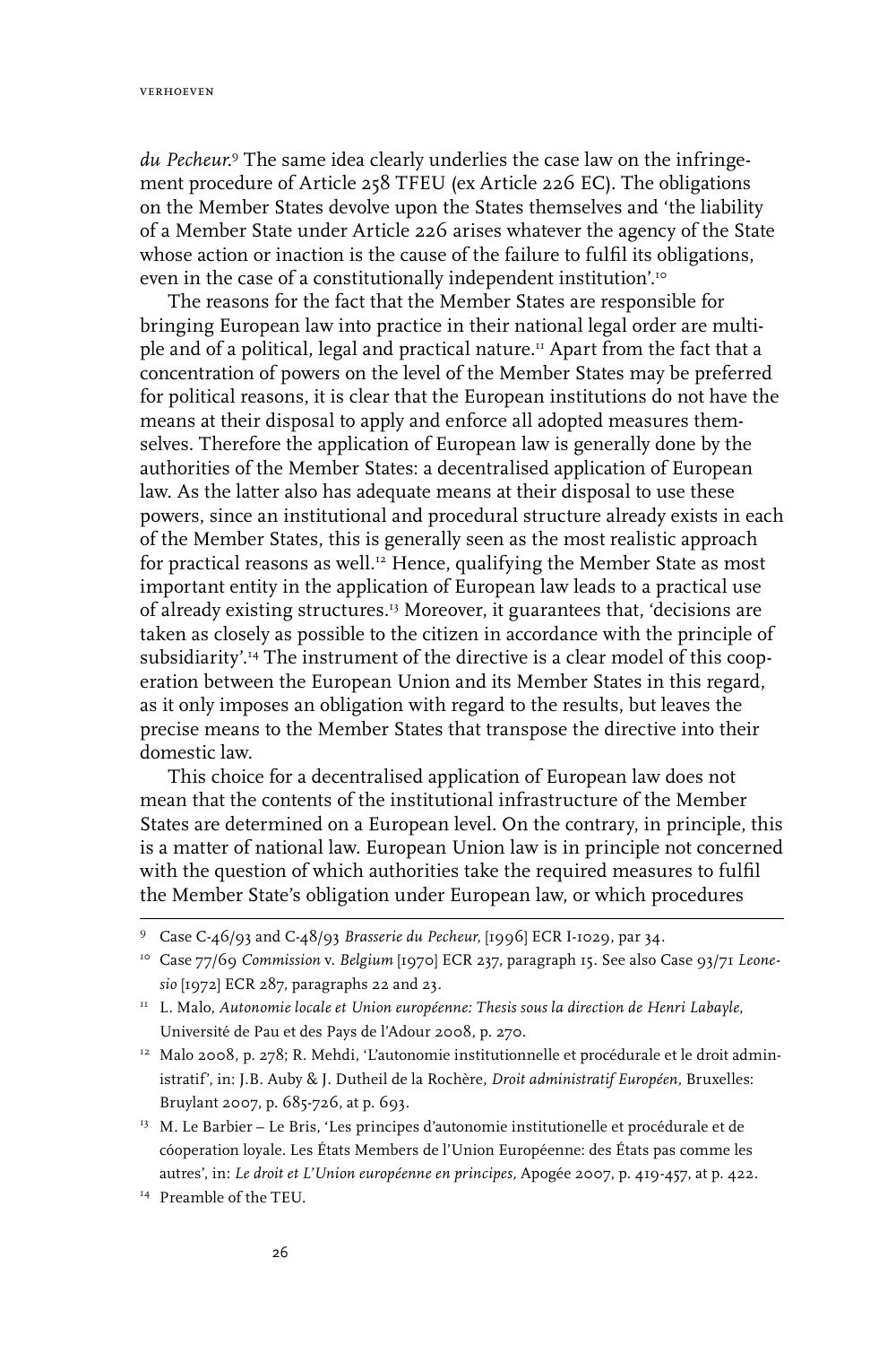*du Pecheur.*[9] The same idea clearly underlies the case law on the infringement procedure of Article 258 TFEU (ex Article 226 EC). The obligations on the Member States devolve upon the States themselves and 'the liability of a Member State under Article 226 arises whatever the agency of the State whose action or inaction is the cause of the failure to fulfil its obligations, even in the case of a constitutionally independent institution'.[10]

The reasons for the fact that the Member States are responsible for bringing European law into practice in their national legal order are multiple and of a political, legal and practical nature.[11] Apart from the fact that a concentration of powers on the level of the Member States may be preferred for political reasons, it is clear that the European institutions do not have the means at their disposal to apply and enforce all adopted measures themselves. Therefore the application of European law is generally done by the authorities of the Member States: a decentralised application of European law. As the latter also has adequate means at their disposal to use these powers, since an institutional and procedural structure already exists in each of the Member States, this is generally seen as the most realistic approach for practical reasons as well.[12] Hence, qualifying the Member State as most important entity in the application of European law leads to a practical use of already existing structures.[13] Moreover, it guarantees that, 'decisions are taken as closely as possible to the citizen in accordance with the principle of subsidiarity'.[14] The instrument of the directive is a clear model of this cooperation between the European Union and its Member States in this regard, as it only imposes an obligation with regard to the results, but leaves the precise means to the Member States that transpose the directive into their domestic law.

This choice for a decentralised application of European law does not mean that the contents of the institutional infrastructure of the Member States are determined on a European level. On the contrary, in principle, this is a matter of national law. European Union law is in principle not concerned with the question of which authorities take the required measures to fulfil the Member State's obligation under European law, or which procedures

---

[9] Case C-46/93 and C-48/93 *Brasserie du Pecheur*, [1996] ECR I-1029, par 34.

[10] Case 77/69 *Commission* v. *Belgium* [1970] ECR 237, paragraph 15. See also Case 93/71 *Leonesio* [1972] ECR 287, paragraphs 22 and 23.

[11] L. Malo, *Autonomie locale et Union européenne: Thesis sous la direction de Henri Labayle*, Université de Pau et des Pays de l'Adour 2008, p. 270.

[12] Malo 2008, p. 278; R. Mehdi, 'L'autonomie institutionnelle et procédurale et le droit administratif', in: J.B. Auby & J. Dutheil de la Rochère, *Droit administratif Européen*, Bruxelles: Bruylant 2007, p. 685-726, at p. 693.

[13] M. Le Barbier – Le Bris, 'Les principes d'autonomie institutionelle et procédurale et de cóoperation loyale. Les États Members de l'Union Européenne: des États pas comme les autres', in: *Le droit et L'Union européenne en principes*, Apogée 2007, p. 419-457, at p. 422.

[14] Preamble of the TEU.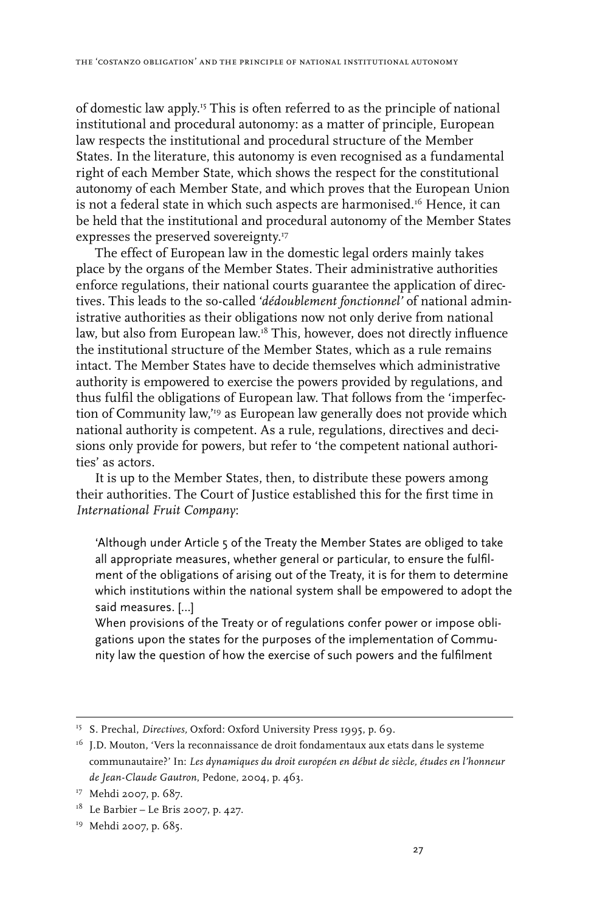of domestic law apply.[15] This is often referred to as the principle of national institutional and procedural autonomy: as a matter of principle, European law respects the institutional and procedural structure of the Member States. In the literature, this autonomy is even recognised as a fundamental right of each Member State, which shows the respect for the constitutional autonomy of each Member State, and which proves that the European Union is not a federal state in which such aspects are harmonised.[16] Hence, it can be held that the institutional and procedural autonomy of the Member States expresses the preserved sovereignty.[17]

The effect of European law in the domestic legal orders mainly takes place by the organs of the Member States. Their administrative authorities enforce regulations, their national courts guarantee the application of directives. This leads to the so-called *'dédoublement fonctionnel'* of national administrative authorities as their obligations now not only derive from national law, but also from European law.[18] This, however, does not directly influence the institutional structure of the Member States, which as a rule remains intact. The Member States have to decide themselves which administrative authority is empowered to exercise the powers provided by regulations, and thus fulfil the obligations of European law. That follows from the 'imperfection of Community law,'[19] as European law generally does not provide which national authority is competent. As a rule, regulations, directives and decisions only provide for powers, but refer to 'the competent national authorities' as actors.

It is up to the Member States, then, to distribute these powers among their authorities. The Court of Justice established this for the first time in *International Fruit Company*:

> 'Although under Article 5 of the Treaty the Member States are obliged to take all appropriate measures, whether general or particular, to ensure the fulfilment of the obligations of arising out of the Treaty, it is for them to determine which institutions within the national system shall be empowered to adopt the said measures. [...]
> When provisions of the Treaty or of regulations confer power or impose obligations upon the states for the purposes of the implementation of Community law the question of how the exercise of such powers and the fulfilment

---

[15] S. Prechal, *Directives,* Oxford: Oxford University Press 1995, p. 69.

[16] J.D. Mouton, 'Vers la reconnaissance de droit fondamentaux aux etats dans le systeme communautaire?' In: *Les dynamiques du droit européen en début de siècle, études en l'honneur de Jean-Claude Gautron*, Pedone, 2004, p. 463.

[17] Mehdi 2007, p. 687.

[18] Le Barbier – Le Bris 2007, p. 427.

[19] Mehdi 2007, p. 685.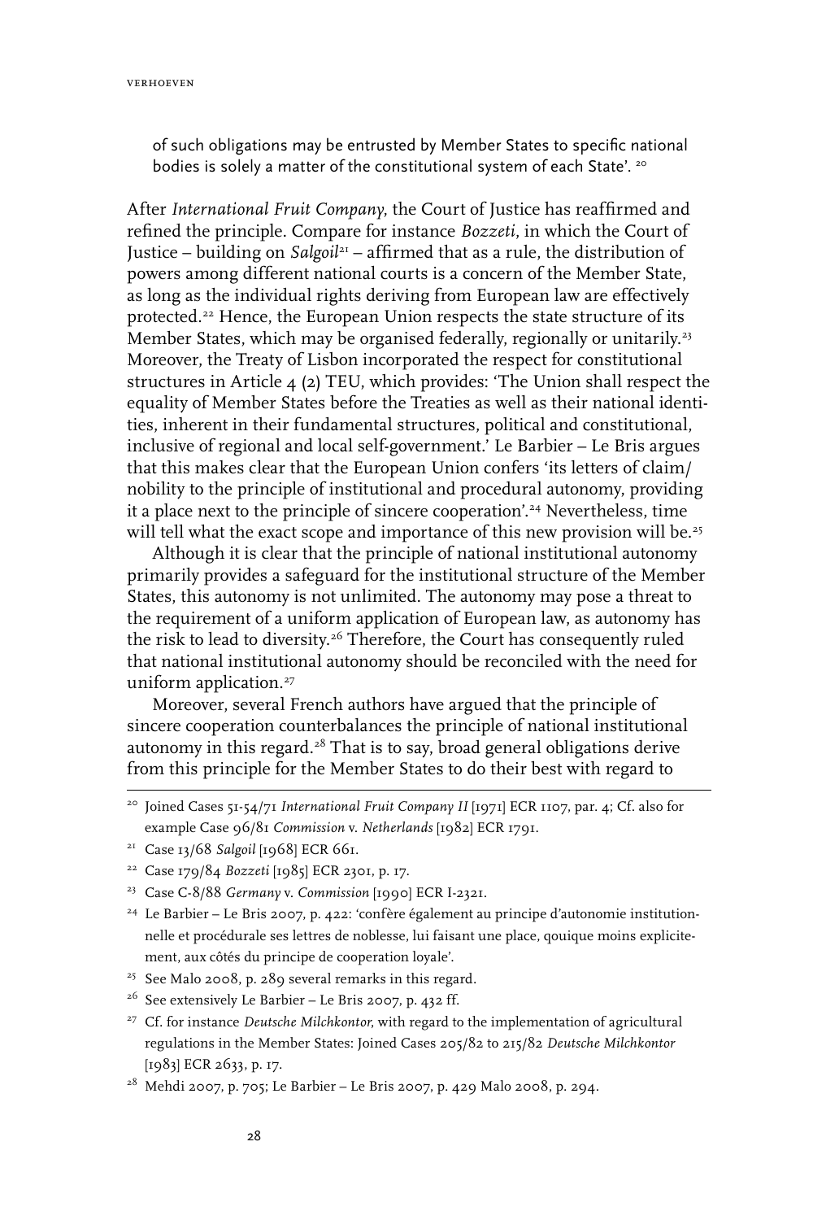of such obligations may be entrusted by Member States to specific national bodies is solely a matter of the constitutional system of each State'. [20]

After *International Fruit Company*, the Court of Justice has reaffirmed and refined the principle. Compare for instance *Bozzeti*, in which the Court of Justice – building on *Salgoil*[21] – affirmed that as a rule, the distribution of powers among different national courts is a concern of the Member State, as long as the individual rights deriving from European law are effectively protected.[22] Hence, the European Union respects the state structure of its Member States, which may be organised federally, regionally or unitarily.[23] Moreover, the Treaty of Lisbon incorporated the respect for constitutional structures in Article 4 (2) TEU, which provides: 'The Union shall respect the equality of Member States before the Treaties as well as their national identities, inherent in their fundamental structures, political and constitutional, inclusive of regional and local self-government.' Le Barbier – Le Bris argues that this makes clear that the European Union confers 'its letters of claim/nobility to the principle of institutional and procedural autonomy, providing it a place next to the principle of sincere cooperation'.[24] Nevertheless, time will tell what the exact scope and importance of this new provision will be.[25]

Although it is clear that the principle of national institutional autonomy primarily provides a safeguard for the institutional structure of the Member States, this autonomy is not unlimited. The autonomy may pose a threat to the requirement of a uniform application of European law, as autonomy has the risk to lead to diversity.[26] Therefore, the Court has consequently ruled that national institutional autonomy should be reconciled with the need for uniform application.[27]

Moreover, several French authors have argued that the principle of sincere cooperation counterbalances the principle of national institutional autonomy in this regard.[28] That is to say, broad general obligations derive from this principle for the Member States to do their best with regard to

---

[20] Joined Cases 51-54/71 *International Fruit Company II* [1971] ECR 1107, par. 4; Cf. also for example Case 96/81 *Commission* v. *Netherlands* [1982] ECR 1791.

[21] Case 13/68 *Salgoil* [1968] ECR 661.

[22] Case 179/84 *Bozzeti* [1985] ECR 2301, p. 17.

[23] Case C-8/88 *Germany* v. *Commission* [1990] ECR I-2321.

[24] Le Barbier – Le Bris 2007, p. 422: 'confère également au principe d'autonomie institutionnelle et procédurale ses lettres de noblesse, lui faisant une place, qouique moins explicitement, aux côtés du principe de cooperation loyale'.

[25] See Malo 2008, p. 289 several remarks in this regard.

[26] See extensively Le Barbier – Le Bris 2007, p. 432 ff.

[27] Cf. for instance *Deutsche Milchkontor*, with regard to the implementation of agricultural regulations in the Member States: Joined Cases 205/82 to 215/82 *Deutsche Milchkontor* [1983] ECR 2633, p. 17.

[28] Mehdi 2007, p. 705; Le Barbier – Le Bris 2007, p. 429 Malo 2008, p. 294.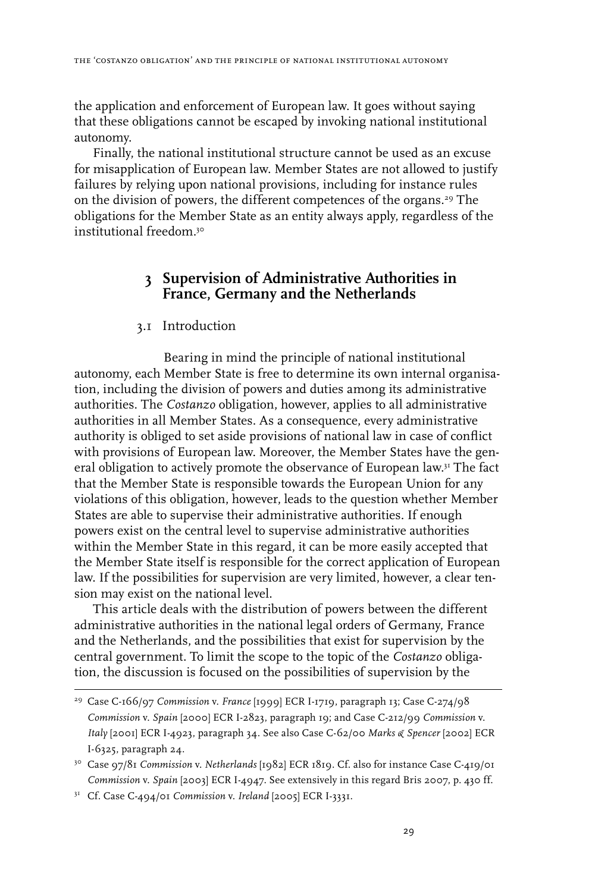the application and enforcement of European law. It goes without saying that these obligations cannot be escaped by invoking national institutional autonomy.

Finally, the national institutional structure cannot be used as an excuse for misapplication of European law. Member States are not allowed to justify failures by relying upon national provisions, including for instance rules on the division of powers, the different competences of the organs.[29] The obligations for the Member State as an entity always apply, regardless of the institutional freedom.[30]

## 3 Supervision of Administrative Authorities in France, Germany and the Netherlands

### 3.1 Introduction

Bearing in mind the principle of national institutional autonomy, each Member State is free to determine its own internal organisation, including the division of powers and duties among its administrative authorities. The *Costanzo* obligation, however, applies to all administrative authorities in all Member States. As a consequence, every administrative authority is obliged to set aside provisions of national law in case of conflict with provisions of European law. Moreover, the Member States have the general obligation to actively promote the observance of European law.[31] The fact that the Member State is responsible towards the European Union for any violations of this obligation, however, leads to the question whether Member States are able to supervise their administrative authorities. If enough powers exist on the central level to supervise administrative authorities within the Member State in this regard, it can be more easily accepted that the Member State itself is responsible for the correct application of European law. If the possibilities for supervision are very limited, however, a clear tension may exist on the national level.

This article deals with the distribution of powers between the different administrative authorities in the national legal orders of Germany, France and the Netherlands, and the possibilities that exist for supervision by the central government. To limit the scope to the topic of the *Costanzo* obligation, the discussion is focused on the possibilities of supervision by the

---

[29] Case C-166/97 *Commission* v. *France* [1999] ECR I-1719, paragraph 13; Case C-274/98 *Commission* v. *Spain* [2000] ECR I-2823, paragraph 19; and Case C-212/99 *Commission* v. *Italy* [2001] ECR I-4923, paragraph 34. See also Case C-62/00 *Marks & Spencer* [2002] ECR I-6325, paragraph 24.

[30] Case 97/81 *Commission* v. *Netherlands* [1982] ECR 1819. Cf. also for instance Case C-419/01 *Commission* v. *Spain* [2003] ECR I-4947. See extensively in this regard Bris 2007, p. 430 ff.

[31] Cf. Case C-494/01 *Commission* v. *Ireland* [2005] ECR I-3331.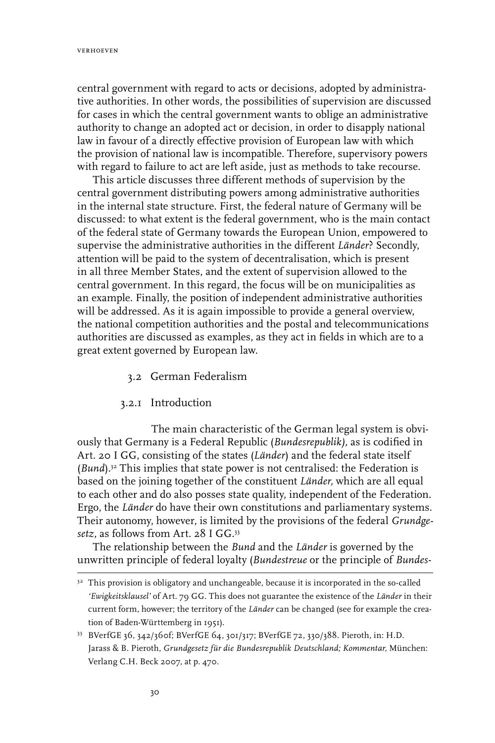central government with regard to acts or decisions, adopted by administrative authorities. In other words, the possibilities of supervision are discussed for cases in which the central government wants to oblige an administrative authority to change an adopted act or decision, in order to disapply national law in favour of a directly effective provision of European law with which the provision of national law is incompatible. Therefore, supervisory powers with regard to failure to act are left aside, just as methods to take recourse.

This article discusses three different methods of supervision by the central government distributing powers among administrative authorities in the internal state structure. First, the federal nature of Germany will be discussed: to what extent is the federal government, who is the main contact of the federal state of Germany towards the European Union, empowered to supervise the administrative authorities in the different *Länder*? Secondly, attention will be paid to the system of decentralisation, which is present in all three Member States, and the extent of supervision allowed to the central government. In this regard, the focus will be on municipalities as an example. Finally, the position of independent administrative authorities will be addressed. As it is again impossible to provide a general overview, the national competition authorities and the postal and telecommunications authorities are discussed as examples, as they act in fields in which are to a great extent governed by European law.

## 3.2 German Federalism

### 3.2.1 Introduction

The main characteristic of the German legal system is obviously that Germany is a Federal Republic (*Bundesrepublik),* as is codified in Art. 20 I GG, consisting of the states (*Länder*) and the federal state itself (*Bund*).[32] This implies that state power is not centralised: the Federation is based on the joining together of the constituent *Länder,* which are all equal to each other and do also posses state quality, independent of the Federation. Ergo, the *Länder* do have their own constitutions and parliamentary systems. Their autonomy, however, is limited by the provisions of the federal *Grundgesetz*, as follows from Art. 28 I GG.[33]

The relationship between the *Bund* and the *Länder* is governed by the unwritten principle of federal loyalty (*Bundestreue* or the principle of *Bundes-*

[32] This provision is obligatory and unchangeable, because it is incorporated in the so-called *'Ewigkeitsklausel'* of Art. 79 GG. This does not guarantee the existence of the *Länder* in their current form, however; the territory of the *Länder* can be changed (see for example the creation of Baden-Württemberg in 1951).

[33] BVerfGE 36, 342/360f; BVerfGE 64, 301/317; BVerfGE 72, 330/388. Pieroth, in: H.D. Jarass & B. Pieroth, *Grundgesetz für die Bundesrepublik Deutschland; Kommentar,* München: Verlang C.H. Beck 2007, at p. 470.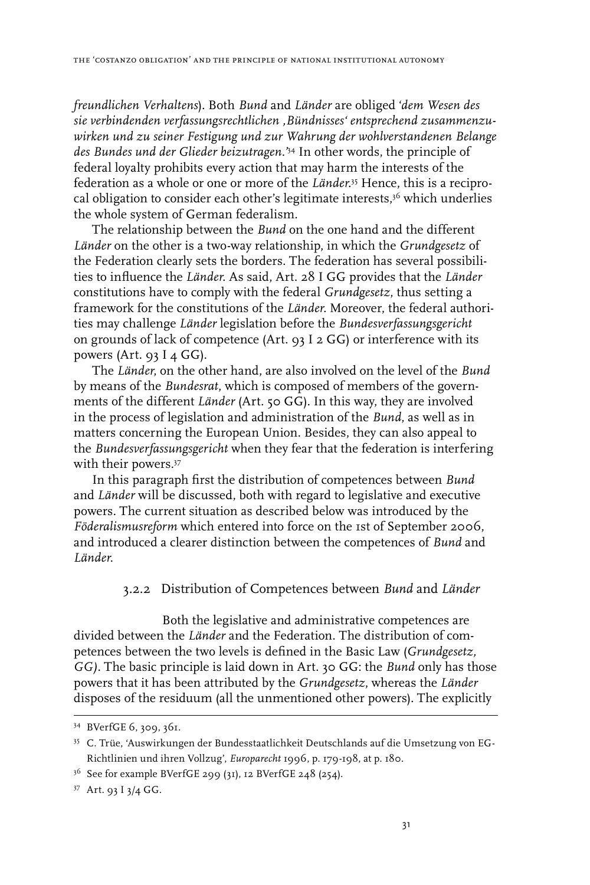*freundlichen Verhaltens*). Both *Bund* and *Länder* are obliged '*dem Wesen des sie verbindenden verfassungsrechtlichen ‚Bündnisses' entsprechend zusammenzuwirken und zu seiner Festigung und zur Wahrung der wohlverstandenen Belange des Bundes und der Glieder beizutragen.*'[34] In other words, the principle of federal loyalty prohibits every action that may harm the interests of the federation as a whole or one or more of the *Länder*.[35] Hence, this is a reciprocal obligation to consider each other's legitimate interests,[36] which underlies the whole system of German federalism.

The relationship between the *Bund* on the one hand and the different *Länder* on the other is a two-way relationship, in which the *Grundgesetz* of the Federation clearly sets the borders. The federation has several possibilities to influence the *Länder*. As said, Art. 28 I GG provides that the *Länder* constitutions have to comply with the federal *Grundgesetz*, thus setting a framework for the constitutions of the *Länder*. Moreover, the federal authorities may challenge *Länder* legislation before the *Bundesverfassungsgericht* on grounds of lack of competence (Art. 93 I 2 GG) or interference with its powers (Art. 93 I 4 GG).

The *Länder*, on the other hand, are also involved on the level of the *Bund* by means of the *Bundesrat*, which is composed of members of the governments of the different *Länder* (Art. 50 GG). In this way, they are involved in the process of legislation and administration of the *Bund*, as well as in matters concerning the European Union. Besides, they can also appeal to the *Bundesverfassungsgericht* when they fear that the federation is interfering with their powers.[37]

In this paragraph first the distribution of competences between *Bund* and *Länder* will be discussed, both with regard to legislative and executive powers. The current situation as described below was introduced by the *Föderalismusreform* which entered into force on the 1st of September 2006, and introduced a clearer distinction between the competences of *Bund* and *Länder*.

### 3.2.2 Distribution of Competences between *Bund* and *Länder*

Both the legislative and administrative competences are divided between the *Länder* and the Federation. The distribution of competences between the two levels is defined in the Basic Law (*Grundgesetz, GG)*. The basic principle is laid down in Art. 30 GG: the *Bund* only has those powers that it has been attributed by the *Grundgesetz*, whereas the *Länder* disposes of the residuum (all the unmentioned other powers). The explicitly

---

[34] BVerfGE 6, 309, 361.

[35] C. Trüe, 'Auswirkungen der Bundesstaatlichkeit Deutschlands auf die Umsetzung von EG-Richtlinien und ihren Vollzug', *Europarecht* 1996, p. 179-198, at p. 180.

[36] See for example BVerfGE 299 (31), 12 BVerfGE 248 (254).

[37] Art. 93 I 3/4 GG.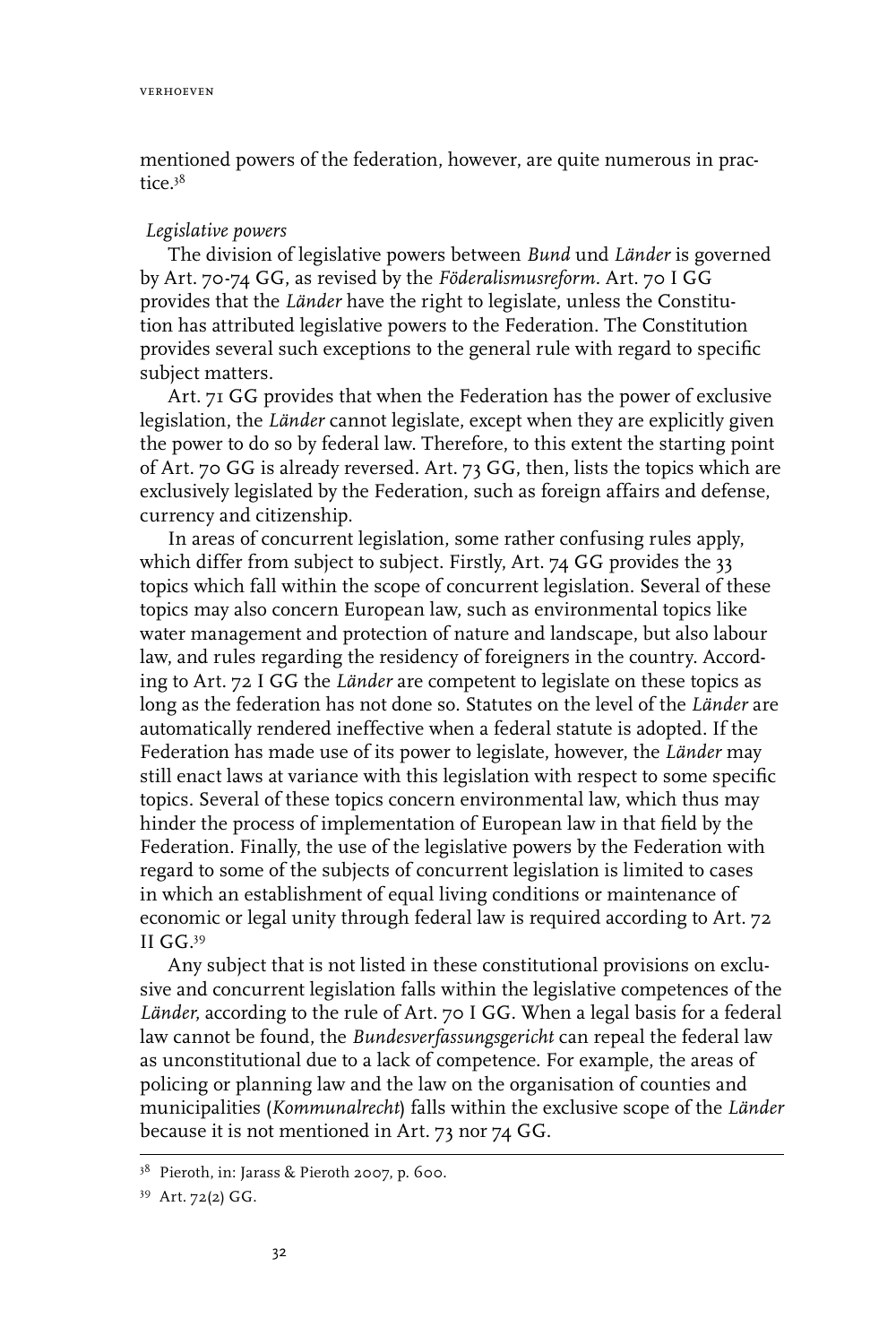mentioned powers of the federation, however, are quite numerous in practice.[38]

*Legislative powers*

The division of legislative powers between *Bund* und *Länder* is governed by Art. 70-74 GG, as revised by the *Föderalismusreform*. Art. 70 I GG provides that the *Länder* have the right to legislate, unless the Constitution has attributed legislative powers to the Federation. The Constitution provides several such exceptions to the general rule with regard to specific subject matters.

Art. 71 GG provides that when the Federation has the power of exclusive legislation, the *Länder* cannot legislate, except when they are explicitly given the power to do so by federal law. Therefore, to this extent the starting point of Art. 70 GG is already reversed. Art. 73 GG, then, lists the topics which are exclusively legislated by the Federation, such as foreign affairs and defense, currency and citizenship.

In areas of concurrent legislation, some rather confusing rules apply, which differ from subject to subject. Firstly, Art. 74 GG provides the 33 topics which fall within the scope of concurrent legislation. Several of these topics may also concern European law, such as environmental topics like water management and protection of nature and landscape, but also labour law, and rules regarding the residency of foreigners in the country. According to Art. 72 I GG the *Länder* are competent to legislate on these topics as long as the federation has not done so. Statutes on the level of the *Länder* are automatically rendered ineffective when a federal statute is adopted. If the Federation has made use of its power to legislate, however, the *Länder* may still enact laws at variance with this legislation with respect to some specific topics. Several of these topics concern environmental law, which thus may hinder the process of implementation of European law in that field by the Federation. Finally, the use of the legislative powers by the Federation with regard to some of the subjects of concurrent legislation is limited to cases in which an establishment of equal living conditions or maintenance of economic or legal unity through federal law is required according to Art. 72 II GG.[39]

Any subject that is not listed in these constitutional provisions on exclusive and concurrent legislation falls within the legislative competences of the *Länder*, according to the rule of Art. 70 I GG. When a legal basis for a federal law cannot be found, the *Bundesverfassungsgericht* can repeal the federal law as unconstitutional due to a lack of competence. For example, the areas of policing or planning law and the law on the organisation of counties and municipalities (*Kommunalrecht*) falls within the exclusive scope of the *Länder* because it is not mentioned in Art. 73 nor 74 GG.

---

[38] Pieroth, in: Jarass & Pieroth 2007, p. 600.

[39] Art. 72(2) GG.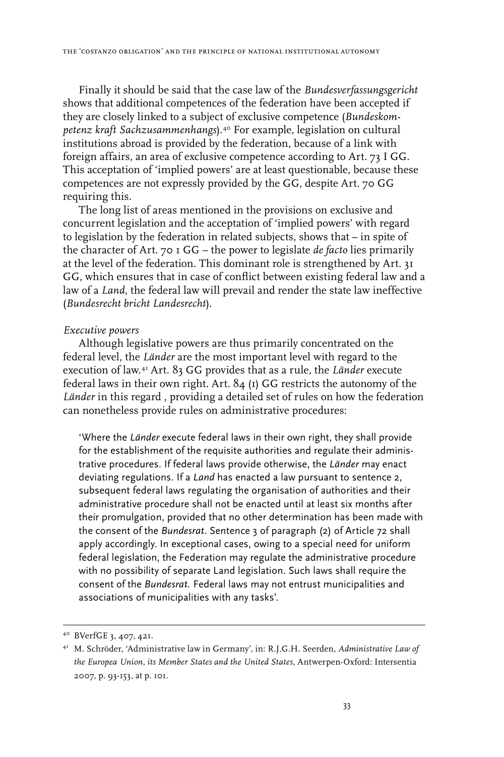Finally it should be said that the case law of the *Bundesverfassungsgericht* shows that additional competences of the federation have been accepted if they are closely linked to a subject of exclusive competence (*Bundeskompetenz kraft Sachzusammenhangs*).[40] For example, legislation on cultural institutions abroad is provided by the federation, because of a link with foreign affairs, an area of exclusive competence according to Art. 73 I GG. This acceptation of 'implied powers' are at least questionable, because these competences are not expressly provided by the GG, despite Art. 70 GG requiring this.

The long list of areas mentioned in the provisions on exclusive and concurrent legislation and the acceptation of 'implied powers' with regard to legislation by the federation in related subjects, shows that – in spite of the character of Art. 70 I GG – the power to legislate *de facto* lies primarily at the level of the federation. This dominant role is strengthened by Art. 31 GG, which ensures that in case of conflict between existing federal law and a law of a *Land*, the federal law will prevail and render the state law ineffective (*Bundesrecht bricht Landesrecht*).

*Executive powers*

Although legislative powers are thus primarily concentrated on the federal level, the *Länder* are the most important level with regard to the execution of law.[41] Art. 83 GG provides that as a rule, the *Länder* execute federal laws in their own right. Art. 84 (1) GG restricts the autonomy of the *Länder* in this regard , providing a detailed set of rules on how the federation can nonetheless provide rules on administrative procedures:

> 'Where the *Länder* execute federal laws in their own right, they shall provide for the establishment of the requisite authorities and regulate their administrative procedures. If federal laws provide otherwise, the *Länder* may enact deviating regulations. If a *Land* has enacted a law pursuant to sentence 2, subsequent federal laws regulating the organisation of authorities and their administrative procedure shall not be enacted until at least six months after their promulgation, provided that no other determination has been made with the consent of the *Bundesrat*. Sentence 3 of paragraph (2) of Article 72 shall apply accordingly. In exceptional cases, owing to a special need for uniform federal legislation, the Federation may regulate the administrative procedure with no possibility of separate Land legislation. Such laws shall require the consent of the *Bundesrat*. Federal laws may not entrust municipalities and associations of municipalities with any tasks'.

---

[40] BVerfGE 3, 407, 421.

[41] M. Schröder, 'Administrative law in Germany', in: R.J.G.H. Seerden, *Administrative Law of the Europea Union, its Member States and the United States*, Antwerpen-Oxford: Intersentia 2007, p. 93-153, at p. 101.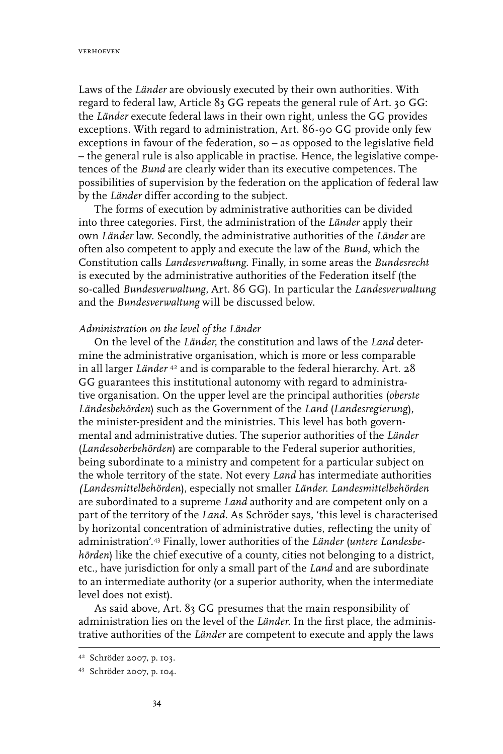Laws of the *Länder* are obviously executed by their own authorities. With regard to federal law, Article 83 GG repeats the general rule of Art. 30 GG: the *Länder* execute federal laws in their own right, unless the GG provides exceptions. With regard to administration, Art. 86-90 GG provide only few exceptions in favour of the federation, so – as opposed to the legislative field – the general rule is also applicable in practise. Hence, the legislative competences of the *Bund* are clearly wider than its executive competences. The possibilities of supervision by the federation on the application of federal law by the *Länder* differ according to the subject.

The forms of execution by administrative authorities can be divided into three categories. First, the administration of the *Länder* apply their own *Länder* law. Secondly, the administrative authorities of the *Länder* are often also competent to apply and execute the law of the *Bund*, which the Constitution calls *Landesverwaltung*. Finally, in some areas the *Bundesrecht* is executed by the administrative authorities of the Federation itself (the so-called *Bundesverwaltung*, Art. 86 GG). In particular the *Landesverwaltung* and the *Bundesverwaltung* will be discussed below.

*Administration on the level of the Länder*

On the level of the *Länder*, the constitution and laws of the *Land* determine the administrative organisation, which is more or less comparable in all larger *Länder* [42] and is comparable to the federal hierarchy. Art. 28 GG guarantees this institutional autonomy with regard to administrative organisation. On the upper level are the principal authorities (*oberste Ländesbehörden*) such as the Government of the *Land* (*Landesregierung*), the minister-president and the ministries. This level has both governmental and administrative duties. The superior authorities of the *Länder* (*Landesoberbehörden*) are comparable to the Federal superior authorities, being subordinate to a ministry and competent for a particular subject on the whole territory of the state. Not every *Land* has intermediate authorities (*Landesmittelbehörden*), especially not smaller *Länder*. *Landesmittelbehörden* are subordinated to a supreme *Land* authority and are competent only on a part of the territory of the *Land*. As Schröder says, 'this level is characterised by horizontal concentration of administrative duties, reflecting the unity of administration'.[43] Finally, lower authorities of the *Länder* (*untere Landesbehörden*) like the chief executive of a county, cities not belonging to a district, etc., have jurisdiction for only a small part of the *Land* and are subordinate to an intermediate authority (or a superior authority, when the intermediate level does not exist).

As said above, Art. 83 GG presumes that the main responsibility of administration lies on the level of the *Länder*. In the first place, the administrative authorities of the *Länder* are competent to execute and apply the laws

---

[42] Schröder 2007, p. 103.

[43] Schröder 2007, p. 104.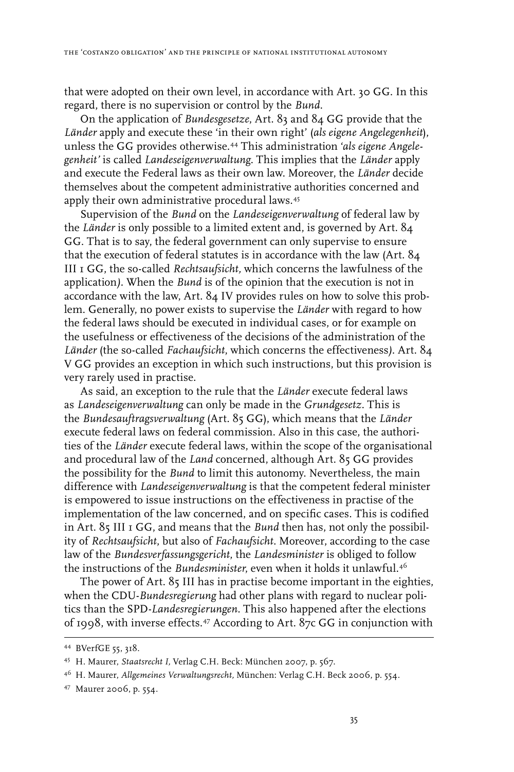that were adopted on their own level, in accordance with Art. 30 GG. In this regard, there is no supervision or control by the *Bund*.

On the application of *Bundesgesetze*, Art. 83 and 84 GG provide that the *Länder* apply and execute these 'in their own right' (*als eigene Angelegenheit*), unless the GG provides otherwise.[44] This administration *'als eigene Angelegenheit'* is called *Landeseigenverwaltung*. This implies that the *Länder* apply and execute the Federal laws as their own law. Moreover, the *Länder* decide themselves about the competent administrative authorities concerned and apply their own administrative procedural laws.[45]

Supervision of the *Bund* on the *Landeseigenverwaltung* of federal law by the *Länder* is only possible to a limited extent and, is governed by Art. 84 GG. That is to say, the federal government can only supervise to ensure that the execution of federal statutes is in accordance with the law (Art. 84 III 1 GG, the so-called *Rechtsaufsicht,* which concerns the lawfulness of the application*)*. When the *Bund* is of the opinion that the execution is not in accordance with the law, Art. 84 IV provides rules on how to solve this problem. Generally, no power exists to supervise the *Länder* with regard to how the federal laws should be executed in individual cases, or for example on the usefulness or effectiveness of the decisions of the administration of the *Länder* (the so-called *Fachaufsicht*, which concerns the effectiveness*)*. Art. 84 V GG provides an exception in which such instructions, but this provision is very rarely used in practise.

As said, an exception to the rule that the *Länder* execute federal laws as *Landeseigenverwaltung* can only be made in the *Grundgesetz*. This is the *Bundesauftragsverwaltung* (Art. 85 GG), which means that the *Länder* execute federal laws on federal commission. Also in this case, the authorities of the *Länder* execute federal laws, within the scope of the organisational and procedural law of the *Land* concerned, although Art. 85 GG provides the possibility for the *Bund* to limit this autonomy. Nevertheless, the main difference with *Landeseigenverwaltung* is that the competent federal minister is empowered to issue instructions on the effectiveness in practise of the implementation of the law concerned, and on specific cases. This is codified in Art. 85 III 1 GG, and means that the *Bund* then has, not only the possibility of *Rechtsaufsicht*, but also of *Fachaufsicht*. Moreover, according to the case law of the *Bundesverfassungsgericht*, the *Landesminister* is obliged to follow the instructions of the *Bundesminister*, even when it holds it unlawful.[46]

The power of Art. 85 III has in practise become important in the eighties, when the CDU-*Bundesregierung* had other plans with regard to nuclear politics than the SPD-*Landesregierungen*. This also happened after the elections of 1998, with inverse effects.[47] According to Art. 87c GG in conjunction with

---

[44] BVerfGE 55, 318.

[45] H. Maurer, *Staatsrecht I,* Verlag C.H. Beck: München 2007, p. 567.

[46] H. Maurer, *Allgemeines Verwaltungsrecht,* München: Verlag C.H. Beck 2006, p. 554.

[47] Maurer 2006, p. 554.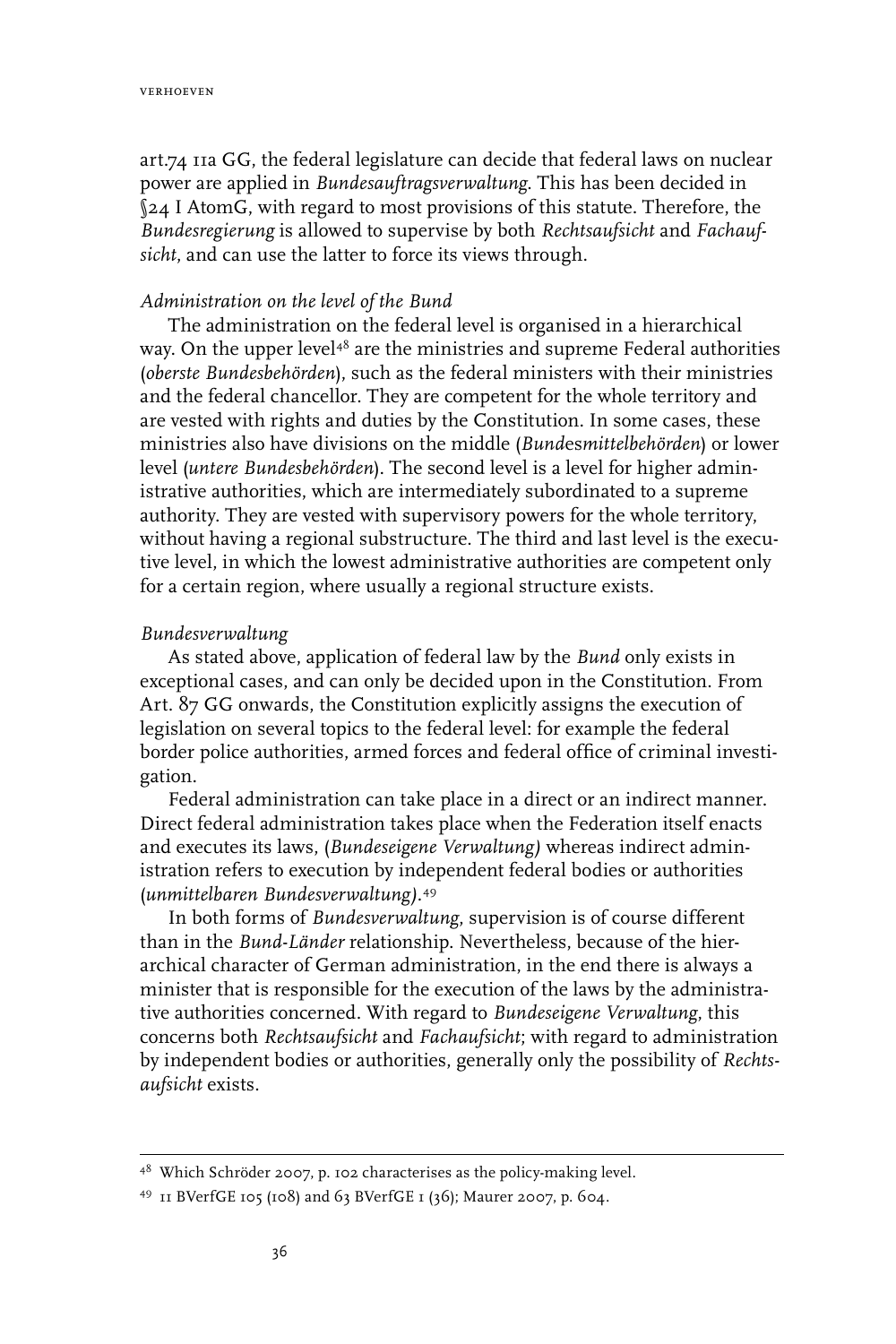art.74 11a GG, the federal legislature can decide that federal laws on nuclear power are applied in *Bundesauftragsverwaltung*. This has been decided in §24 I AtomG, with regard to most provisions of this statute. Therefore, the *Bundesregierung* is allowed to supervise by both *Rechtsaufsicht* and *Fachaufsicht*, and can use the latter to force its views through.

*Administration on the level of the Bund*

The administration on the federal level is organised in a hierarchical way. On the upper level[48] are the ministries and supreme Federal authorities (*oberste Bundesbehörden*), such as the federal ministers with their ministries and the federal chancellor. They are competent for the whole territory and are vested with rights and duties by the Constitution. In some cases, these ministries also have divisions on the middle (*Bundesmittelbehörden*) or lower level (*untere Bundesbehörden*). The second level is a level for higher administrative authorities, which are intermediately subordinated to a supreme authority. They are vested with supervisory powers for the whole territory, without having a regional substructure. The third and last level is the executive level, in which the lowest administrative authorities are competent only for a certain region, where usually a regional structure exists.

*Bundesverwaltung*

As stated above, application of federal law by the *Bund* only exists in exceptional cases, and can only be decided upon in the Constitution. From Art. 87 GG onwards, the Constitution explicitly assigns the execution of legislation on several topics to the federal level: for example the federal border police authorities, armed forces and federal office of criminal investigation.

Federal administration can take place in a direct or an indirect manner. Direct federal administration takes place when the Federation itself enacts and executes its laws, (*Bundeseigene Verwaltung*) whereas indirect administration refers to execution by independent federal bodies or authorities (*unmittelbaren Bundesverwaltung*).[49]

In both forms of *Bundesverwaltung*, supervision is of course different than in the *Bund-Länder* relationship. Nevertheless, because of the hierarchical character of German administration, in the end there is always a minister that is responsible for the execution of the laws by the administrative authorities concerned. With regard to *Bundeseigene Verwaltung*, this concerns both *Rechtsaufsicht* and *Fachaufsicht*; with regard to administration by independent bodies or authorities, generally only the possibility of *Rechtsaufsicht* exists.

---

[48] Which Schröder 2007, p. 102 characterises as the policy-making level.

[49] 11 BVerfGE 105 (108) and 63 BVerfGE 1 (36); Maurer 2007, p. 604.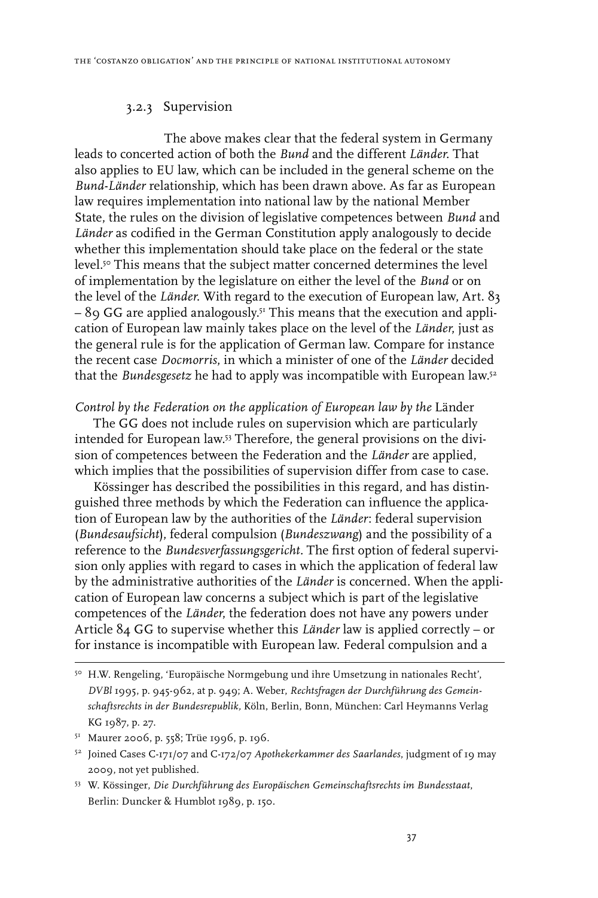### 3.2.3 Supervision

The above makes clear that the federal system in Germany leads to concerted action of both the *Bund* and the different *Länder*. That also applies to EU law, which can be included in the general scheme on the *Bund-Länder* relationship, which has been drawn above. As far as European law requires implementation into national law by the national Member State, the rules on the division of legislative competences between *Bund* and *Länder* as codified in the German Constitution apply analogously to decide whether this implementation should take place on the federal or the state level.[50] This means that the subject matter concerned determines the level of implementation by the legislature on either the level of the *Bund* or on the level of the *Länder*. With regard to the execution of European law, Art. 83 – 89 GG are applied analogously.[51] This means that the execution and application of European law mainly takes place on the level of the *Länder*, just as the general rule is for the application of German law. Compare for instance the recent case *Docmorris*, in which a minister of one of the *Länder* decided that the *Bundesgesetz* he had to apply was incompatible with European law.[52]

*Control by the Federation on the application of European law by the* Länder

The GG does not include rules on supervision which are particularly intended for European law.[53] Therefore, the general provisions on the division of competences between the Federation and the *Länder* are applied, which implies that the possibilities of supervision differ from case to case.

Kössinger has described the possibilities in this regard, and has distinguished three methods by which the Federation can influence the application of European law by the authorities of the *Länder*: federal supervision (*Bundesaufsicht*), federal compulsion (*Bundeszwang*) and the possibility of a reference to the *Bundesverfassungsgericht*. The first option of federal supervision only applies with regard to cases in which the application of federal law by the administrative authorities of the *Länder* is concerned. When the application of European law concerns a subject which is part of the legislative competences of the *Länder*, the federation does not have any powers under Article 84 GG to supervise whether this *Länder* law is applied correctly – or for instance is incompatible with European law. Federal compulsion and a

---

[50] H.W. Rengeling, 'Europäische Normgebung und ihre Umsetzung in nationales Recht', *DVBl* 1995, p. 945-962, at p. 949; A. Weber, *Rechtsfragen der Durchführung des Gemeinschaftsrechts in der Bundesrepublik*, Köln, Berlin, Bonn, München: Carl Heymanns Verlag KG 1987, p. 27.

[51] Maurer 2006, p. 558; Trüe 1996, p. 196.

[52] Joined Cases C-171/07 and C-172/07 *Apothekerkammer des Saarlandes*, judgment of 19 may 2009, not yet published.

[53] W. Kössinger, *Die Durchführung des Europäischen Gemeinschaftsrechts im Bundesstaat*, Berlin: Duncker & Humblot 1989, p. 150.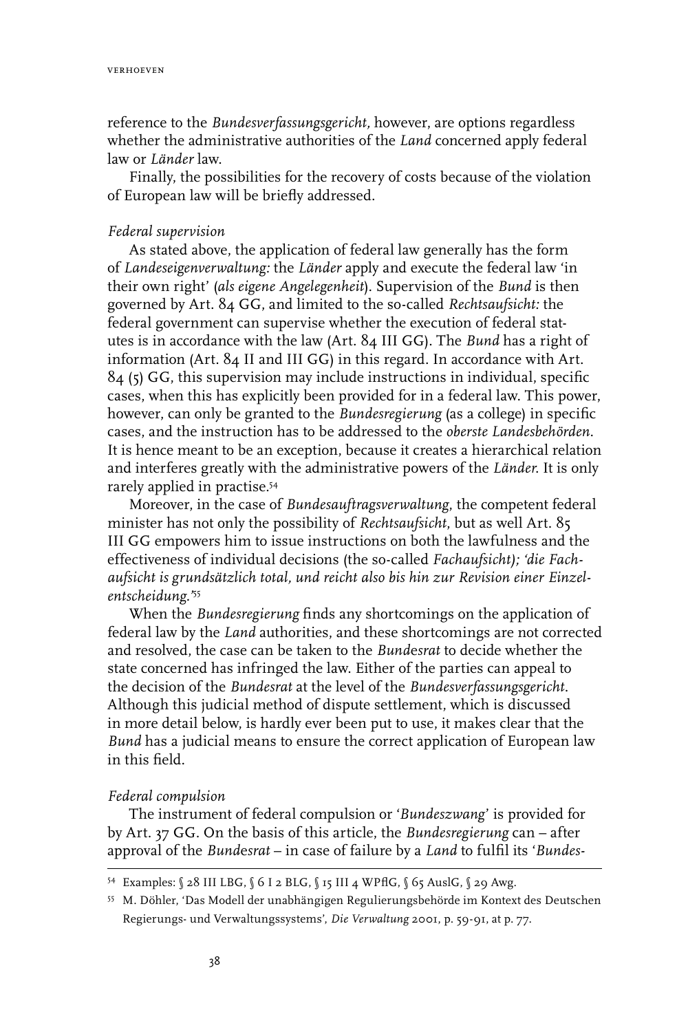reference to the *Bundesverfassungsgericht,* however, are options regardless whether the administrative authorities of the *Land* concerned apply federal law or *Länder* law.

Finally, the possibilities for the recovery of costs because of the violation of European law will be briefly addressed.

*Federal supervision*

As stated above, the application of federal law generally has the form of *Landeseigenverwaltung:* the *Länder* apply and execute the federal law 'in their own right' (*als eigene Angelegenheit*). Supervision of the *Bund* is then governed by Art. 84 GG, and limited to the so-called *Rechtsaufsicht:* the federal government can supervise whether the execution of federal statutes is in accordance with the law (Art. 84 III GG). The *Bund* has a right of information (Art. 84 II and III GG) in this regard. In accordance with Art. 84 (5) GG, this supervision may include instructions in individual, specific cases, when this has explicitly been provided for in a federal law. This power, however, can only be granted to the *Bundesregierung* (as a college) in specific cases, and the instruction has to be addressed to the *oberste Landesbehörden*. It is hence meant to be an exception, because it creates a hierarchical relation and interferes greatly with the administrative powers of the *Länder*. It is only rarely applied in practise.[54]

Moreover, in the case of *Bundesauftragsverwaltung*, the competent federal minister has not only the possibility of *Rechtsaufsicht*, but as well Art. 85 III GG empowers him to issue instructions on both the lawfulness and the effectiveness of individual decisions (the so-called *Fachaufsicht); 'die Fachaufsicht is grundsätzlich total, und reicht also bis hin zur Revision einer Einzelentscheidung.'*[55]

When the *Bundesregierung* finds any shortcomings on the application of federal law by the *Land* authorities, and these shortcomings are not corrected and resolved, the case can be taken to the *Bundesrat* to decide whether the state concerned has infringed the law. Either of the parties can appeal to the decision of the *Bundesrat* at the level of the *Bundesverfassungsgericht*. Although this judicial method of dispute settlement, which is discussed in more detail below, is hardly ever been put to use, it makes clear that the *Bund* has a judicial means to ensure the correct application of European law in this field.

*Federal compulsion*

The instrument of federal compulsion or '*Bundeszwang*' is provided for by Art. 37 GG. On the basis of this article, the *Bundesregierung* can – after approval of the *Bundesrat* – in case of failure by a *Land* to fulfil its '*Bundes-*

---

[54] Examples: § 28 III LBG, § 6 I 2 BLG, § 15 III 4 WPflG, § 65 AuslG, § 29 Awg.

[55] M. Döhler, 'Das Modell der unabhängigen Regulierungsbehörde im Kontext des Deutschen Regierungs- und Verwaltungssystems', *Die Verwaltung* 2001, p. 59-91, at p. 77.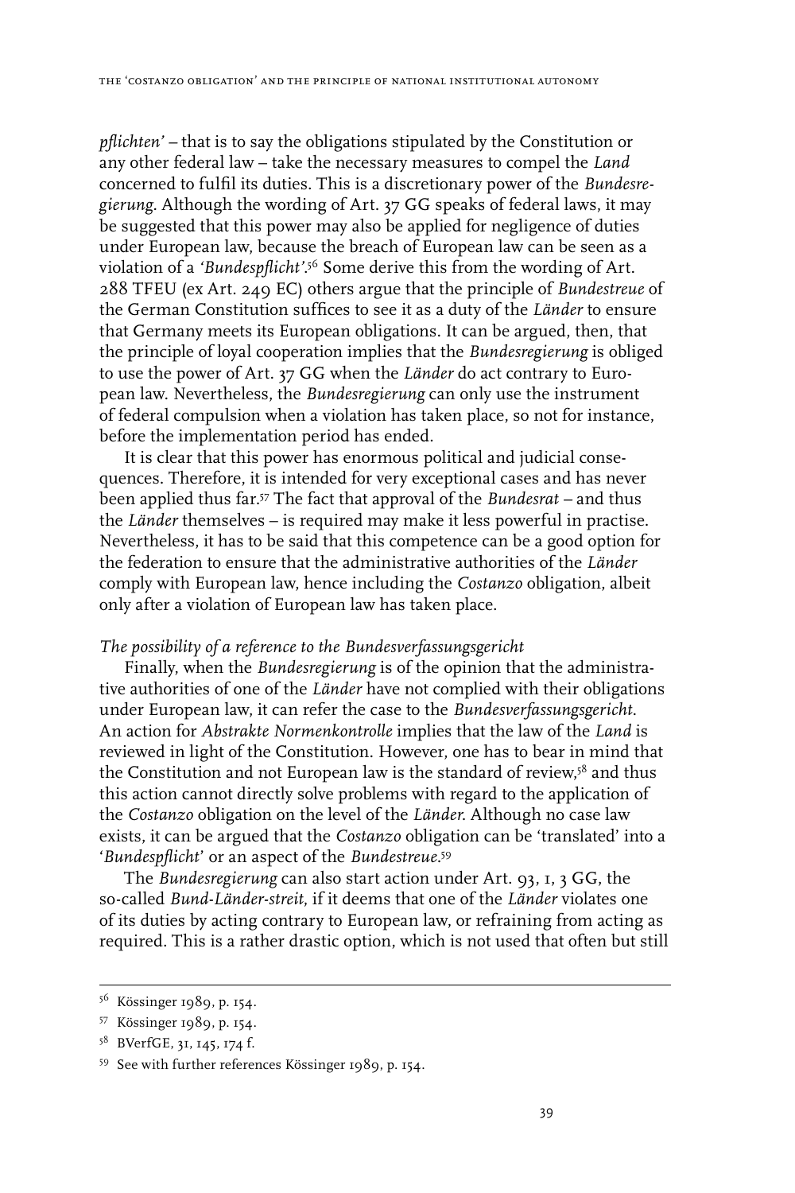*pflichten'* – that is to say the obligations stipulated by the Constitution or any other federal law – take the necessary measures to compel the *Land* concerned to fulfil its duties. This is a discretionary power of the *Bundesregierung*. Although the wording of Art. 37 GG speaks of federal laws, it may be suggested that this power may also be applied for negligence of duties under European law, because the breach of European law can be seen as a violation of a *'Bundespflicht'*.[56] Some derive this from the wording of Art. 288 TFEU (ex Art. 249 EC) others argue that the principle of *Bundestreue* of the German Constitution suffices to see it as a duty of the *Länder* to ensure that Germany meets its European obligations. It can be argued, then, that the principle of loyal cooperation implies that the *Bundesregierung* is obliged to use the power of Art. 37 GG when the *Länder* do act contrary to European law. Nevertheless, the *Bundesregierung* can only use the instrument of federal compulsion when a violation has taken place, so not for instance, before the implementation period has ended.

It is clear that this power has enormous political and judicial consequences. Therefore, it is intended for very exceptional cases and has never been applied thus far.[57] The fact that approval of the *Bundesrat* – and thus the *Länder* themselves – is required may make it less powerful in practise. Nevertheless, it has to be said that this competence can be a good option for the federation to ensure that the administrative authorities of the *Länder* comply with European law, hence including the *Costanzo* obligation, albeit only after a violation of European law has taken place.

*The possibility of a reference to the Bundesverfassungsgericht*

Finally, when the *Bundesregierung* is of the opinion that the administrative authorities of one of the *Länder* have not complied with their obligations under European law, it can refer the case to the *Bundesverfassungsgericht*. An action for *Abstrakte Normenkontrolle* implies that the law of the *Land* is reviewed in light of the Constitution. However, one has to bear in mind that the Constitution and not European law is the standard of review,[58] and thus this action cannot directly solve problems with regard to the application of the *Costanzo* obligation on the level of the *Länder*. Although no case law exists, it can be argued that the *Costanzo* obligation can be 'translated' into a '*Bundespflicht*' or an aspect of the *Bundestreue*.[59]

The *Bundesregierung* can also start action under Art. 93, 1, 3 GG, the so-called *Bund-Länder-streit*, if it deems that one of the *Länder* violates one of its duties by acting contrary to European law, or refraining from acting as required. This is a rather drastic option, which is not used that often but still

---

[56] Kössinger 1989, p. 154.

[57] Kössinger 1989, p. 154.

[58] BVerfGE, 31, 145, 174 f.

[59] See with further references Kössinger 1989, p. 154.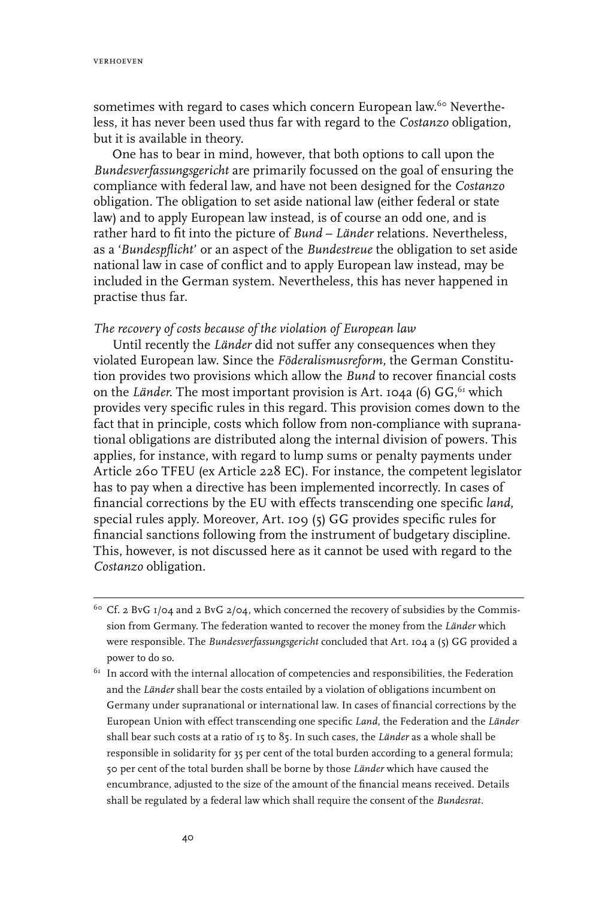sometimes with regard to cases which concern European law.[60] Nevertheless, it has never been used thus far with regard to the *Costanzo* obligation, but it is available in theory.

One has to bear in mind, however, that both options to call upon the *Bundesverfassungsgericht* are primarily focussed on the goal of ensuring the compliance with federal law, and have not been designed for the *Costanzo* obligation. The obligation to set aside national law (either federal or state law) and to apply European law instead, is of course an odd one, and is rather hard to fit into the picture of *Bund – Länder* relations. Nevertheless, as a '*Bundespflicht*' or an aspect of the *Bundestreue* the obligation to set aside national law in case of conflict and to apply European law instead, may be included in the German system. Nevertheless, this has never happened in practise thus far.

*The recovery of costs because of the violation of European law*

Until recently the *Länder* did not suffer any consequences when they violated European law. Since the *Föderalismusreform,* the German Constitution provides two provisions which allow the *Bund* to recover financial costs on the *Länder*. The most important provision is Art. 104a (6) GG,[61] which provides very specific rules in this regard. This provision comes down to the fact that in principle, costs which follow from non-compliance with supranational obligations are distributed along the internal division of powers. This applies, for instance, with regard to lump sums or penalty payments under Article 260 TFEU (ex Article 228 EC). For instance, the competent legislator has to pay when a directive has been implemented incorrectly. In cases of financial corrections by the EU with effects transcending one specific *land,* special rules apply. Moreover, Art. 109 (5) GG provides specific rules for financial sanctions following from the instrument of budgetary discipline. This, however, is not discussed here as it cannot be used with regard to the *Costanzo* obligation.

---

[60] Cf. 2 BvG 1/04 and 2 BvG 2/04, which concerned the recovery of subsidies by the Commission from Germany. The federation wanted to recover the money from the *Länder* which were responsible. The *Bundesverfassungsgericht* concluded that Art. 104 a (5) GG provided a power to do so.

[61] In accord with the internal allocation of competencies and responsibilities, the Federation and the *Länder* shall bear the costs entailed by a violation of obligations incumbent on Germany under supranational or international law. In cases of financial corrections by the European Union with effect transcending one specific *Land*, the Federation and the *Länder* shall bear such costs at a ratio of 15 to 85. In such cases, the *Länder* as a whole shall be responsible in solidarity for 35 per cent of the total burden according to a general formula; 50 per cent of the total burden shall be borne by those *Länder* which have caused the encumbrance, adjusted to the size of the amount of the financial means received. Details shall be regulated by a federal law which shall require the consent of the *Bundesrat*.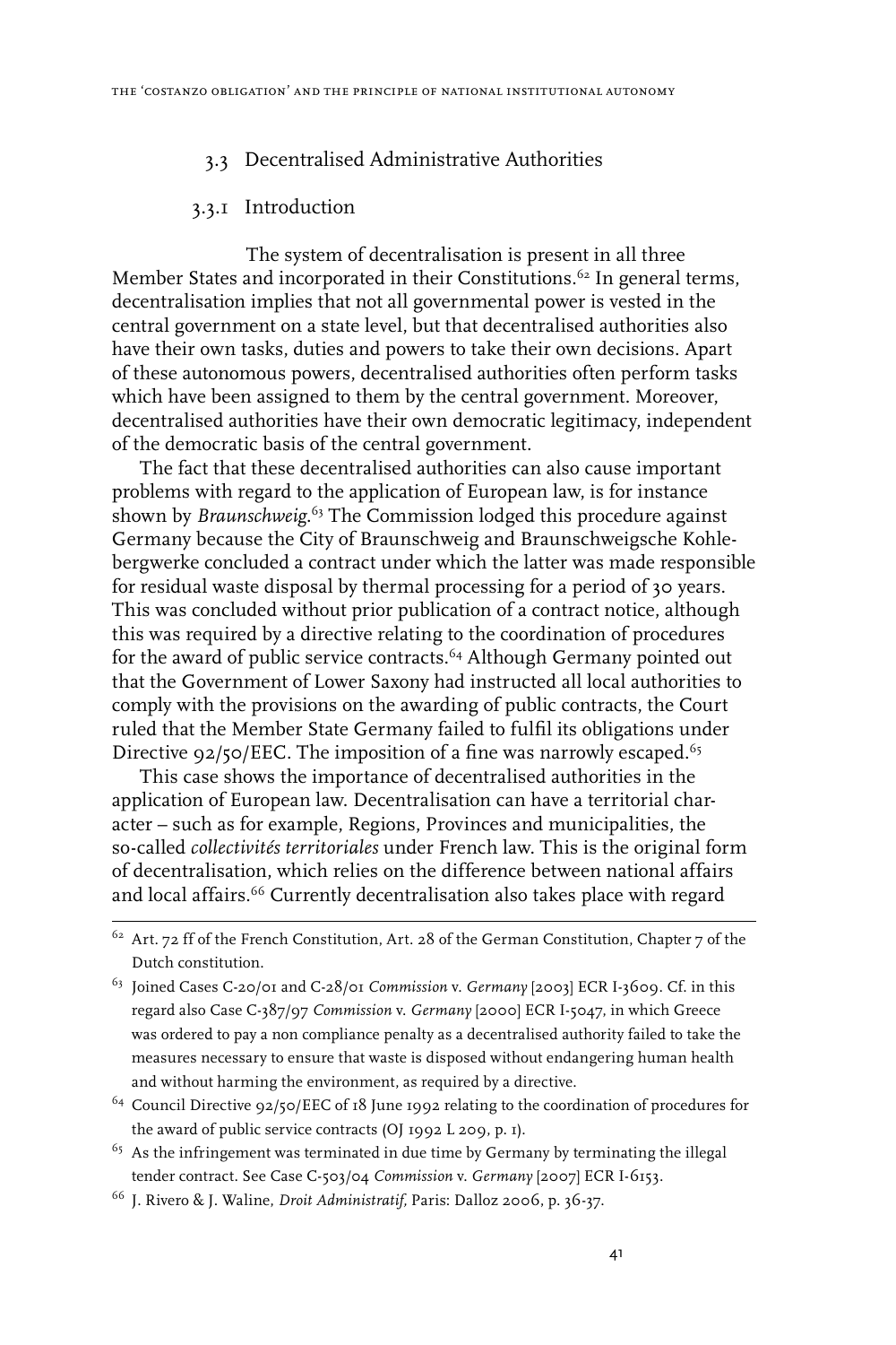### 3.3 Decentralised Administrative Authorities

#### 3.3.1 Introduction

The system of decentralisation is present in all three Member States and incorporated in their Constitutions.[62] In general terms, decentralisation implies that not all governmental power is vested in the central government on a state level, but that decentralised authorities also have their own tasks, duties and powers to take their own decisions. Apart of these autonomous powers, decentralised authorities often perform tasks which have been assigned to them by the central government. Moreover, decentralised authorities have their own democratic legitimacy, independent of the democratic basis of the central government.

The fact that these decentralised authorities can also cause important problems with regard to the application of European law, is for instance shown by *Braunschweig*.[63] The Commission lodged this procedure against Germany because the City of Braunschweig and Braunschweigsche Kohlebergwerke concluded a contract under which the latter was made responsible for residual waste disposal by thermal processing for a period of 30 years. This was concluded without prior publication of a contract notice, although this was required by a directive relating to the coordination of procedures for the award of public service contracts.[64] Although Germany pointed out that the Government of Lower Saxony had instructed all local authorities to comply with the provisions on the awarding of public contracts, the Court ruled that the Member State Germany failed to fulfil its obligations under Directive 92/50/EEC. The imposition of a fine was narrowly escaped.[65]

This case shows the importance of decentralised authorities in the application of European law. Decentralisation can have a territorial character – such as for example, Regions, Provinces and municipalities, the so-called *collectivités territoriales* under French law. This is the original form of decentralisation, which relies on the difference between national affairs and local affairs.[66] Currently decentralisation also takes place with regard

---

[62] Art. 72 ff of the French Constitution, Art. 28 of the German Constitution, Chapter 7 of the Dutch constitution.

[63] Joined Cases C-20/01 and C-28/01 *Commission* v. *Germany* [2003] ECR I-3609. Cf. in this regard also Case C-387/97 *Commission* v. *Germany* [2000] ECR I-5047, in which Greece was ordered to pay a non compliance penalty as a decentralised authority failed to take the measures necessary to ensure that waste is disposed without endangering human health and without harming the environment, as required by a directive.

[64] Council Directive 92/50/EEC of 18 June 1992 relating to the coordination of procedures for the award of public service contracts (OJ 1992 L 209, p. 1).

[65] As the infringement was terminated in due time by Germany by terminating the illegal tender contract. See Case C-503/04 *Commission* v. *Germany* [2007] ECR I-6153.

[66] J. Rivero & J. Waline, *Droit Administratif*, Paris: Dalloz 2006, p. 36-37.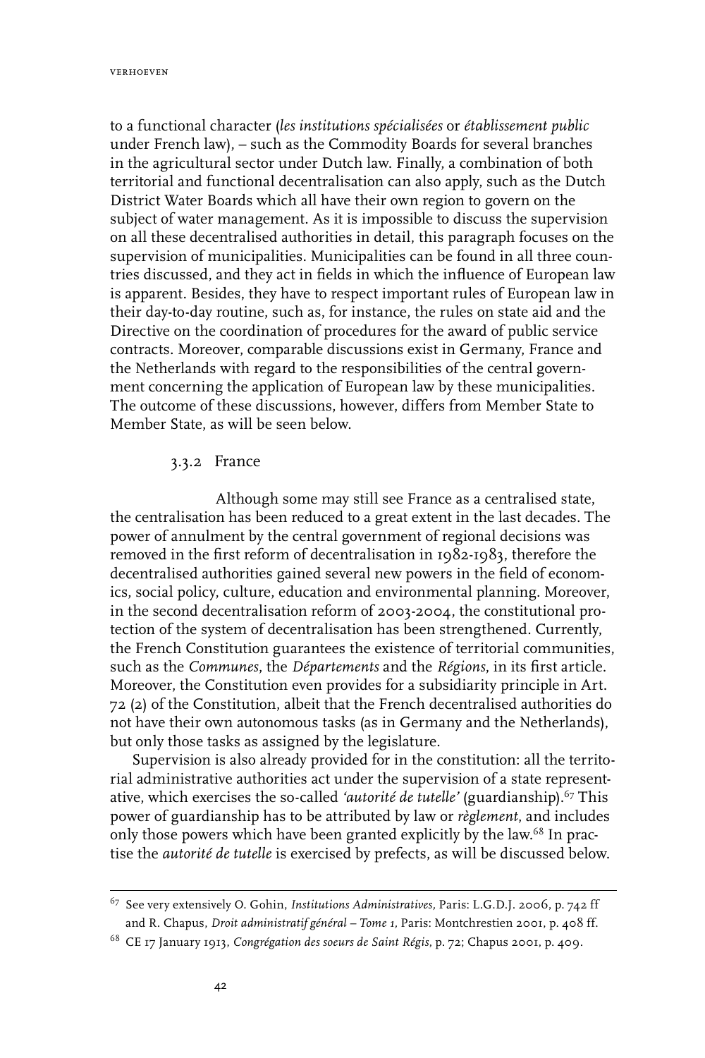to a functional character (*les institutions spécialisées* or *établissement public* under French law), – such as the Commodity Boards for several branches in the agricultural sector under Dutch law. Finally, a combination of both territorial and functional decentralisation can also apply, such as the Dutch District Water Boards which all have their own region to govern on the subject of water management. As it is impossible to discuss the supervision on all these decentralised authorities in detail, this paragraph focuses on the supervision of municipalities. Municipalities can be found in all three countries discussed, and they act in fields in which the influence of European law is apparent. Besides, they have to respect important rules of European law in their day-to-day routine, such as, for instance, the rules on state aid and the Directive on the coordination of procedures for the award of public service contracts. Moreover, comparable discussions exist in Germany, France and the Netherlands with regard to the responsibilities of the central government concerning the application of European law by these municipalities. The outcome of these discussions, however, differs from Member State to Member State, as will be seen below.

### 3.3.2 France

Although some may still see France as a centralised state, the centralisation has been reduced to a great extent in the last decades. The power of annulment by the central government of regional decisions was removed in the first reform of decentralisation in 1982-1983, therefore the decentralised authorities gained several new powers in the field of economics, social policy, culture, education and environmental planning. Moreover, in the second decentralisation reform of 2003-2004, the constitutional protection of the system of decentralisation has been strengthened. Currently, the French Constitution guarantees the existence of territorial communities, such as the *Communes*, the *Départements* and the *Régions*, in its first article. Moreover, the Constitution even provides for a subsidiarity principle in Art. 72 (2) of the Constitution, albeit that the French decentralised authorities do not have their own autonomous tasks (as in Germany and the Netherlands), but only those tasks as assigned by the legislature.

Supervision is also already provided for in the constitution: all the territorial administrative authorities act under the supervision of a state representative, which exercises the so-called *'autorité de tutelle'* (guardianship).[67] This power of guardianship has to be attributed by law or *règlement*, and includes only those powers which have been granted explicitly by the law.[68] In practise the *autorité de tutelle* is exercised by prefects, as will be discussed below.

---

[67] See very extensively O. Gohin, *Institutions Administratives*, Paris: L.G.D.J. 2006, p. 742 ff and R. Chapus, *Droit administratif général – Tome 1*, Paris: Montchrestien 2001, p. 408 ff.

[68] CE 17 January 1913, *Congrégation des soeurs de Saint Régis*, p. 72; Chapus 2001, p. 409.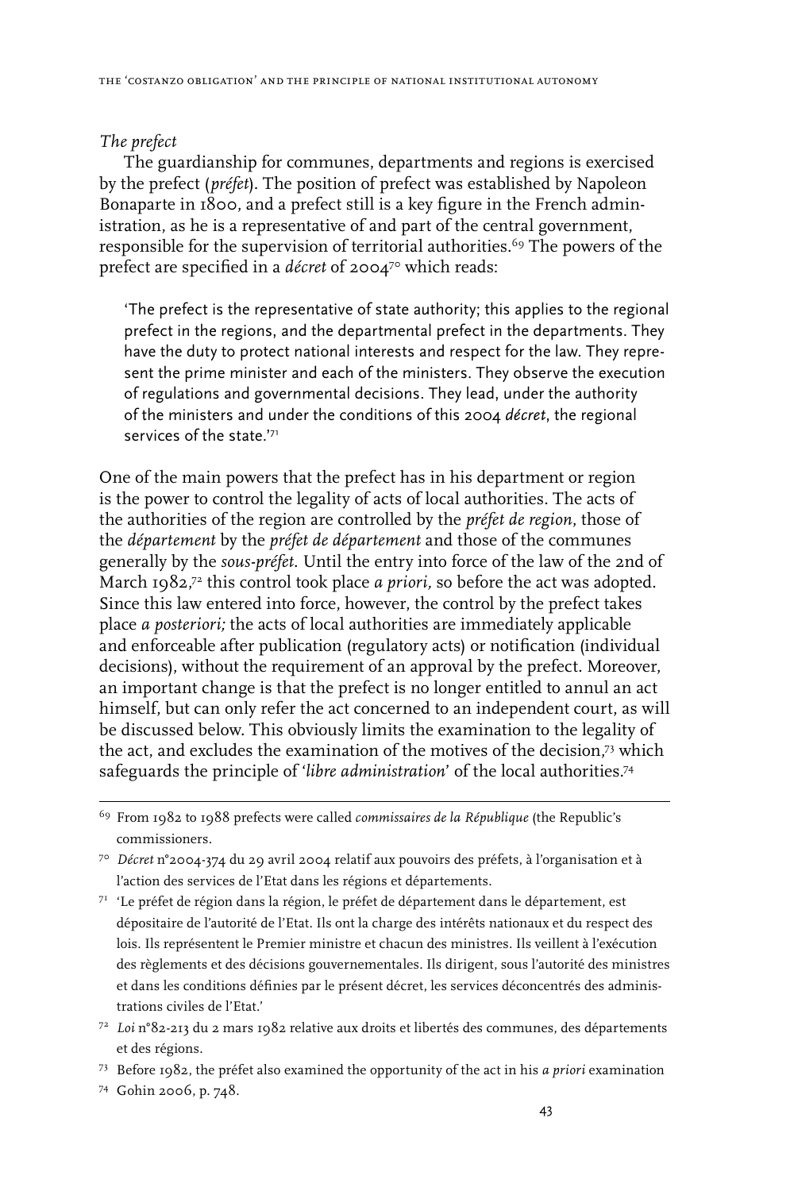*The prefect*

The guardianship for communes, departments and regions is exercised by the prefect (*préfet*). The position of prefect was established by Napoleon Bonaparte in 1800, and a prefect still is a key figure in the French administration, as he is a representative of and part of the central government, responsible for the supervision of territorial authorities.[69] The powers of the prefect are specified in a *décret* of 2004[70] which reads:

> 'The prefect is the representative of state authority; this applies to the regional prefect in the regions, and the departmental prefect in the departments. They have the duty to protect national interests and respect for the law. They represent the prime minister and each of the ministers. They observe the execution of regulations and governmental decisions. They lead, under the authority of the ministers and under the conditions of this 2004 *décret*, the regional services of the state.'[71]

One of the main powers that the prefect has in his department or region is the power to control the legality of acts of local authorities. The acts of the authorities of the region are controlled by the *préfet de region*, those of the *département* by the *préfet de département* and those of the communes generally by the *sous-préfet*. Until the entry into force of the law of the 2nd of March 1982,[72] this control took place *a priori,* so before the act was adopted. Since this law entered into force, however, the control by the prefect takes place *a posteriori;* the acts of local authorities are immediately applicable and enforceable after publication (regulatory acts) or notification (individual decisions), without the requirement of an approval by the prefect. Moreover, an important change is that the prefect is no longer entitled to annul an act himself, but can only refer the act concerned to an independent court, as will be discussed below. This obviously limits the examination to the legality of the act, and excludes the examination of the motives of the decision,[73] which safeguards the principle of '*libre administration*' of the local authorities.[74]

---

[69] From 1982 to 1988 prefects were called *commissaires de la République* (the Republic's commissioners.

[70] *Décret* n°2004-374 du 29 avril 2004 relatif aux pouvoirs des préfets, à l'organisation et à l'action des services de l'Etat dans les régions et départements.

[71] 'Le préfet de région dans la région, le préfet de département dans le département, est dépositaire de l'autorité de l'Etat. Ils ont la charge des intérêts nationaux et du respect des lois. Ils représentent le Premier ministre et chacun des ministres. Ils veillent à l'exécution des règlements et des décisions gouvernementales. Ils dirigent, sous l'autorité des ministres et dans les conditions définies par le présent décret, les services déconcentrés des administrations civiles de l'Etat.'

[72] *Loi* n°82-213 du 2 mars 1982 relative aux droits et libertés des communes, des départements et des régions.

[73] Before 1982, the préfet also examined the opportunity of the act in his *a priori* examination

[74] Gohin 2006, p. 748.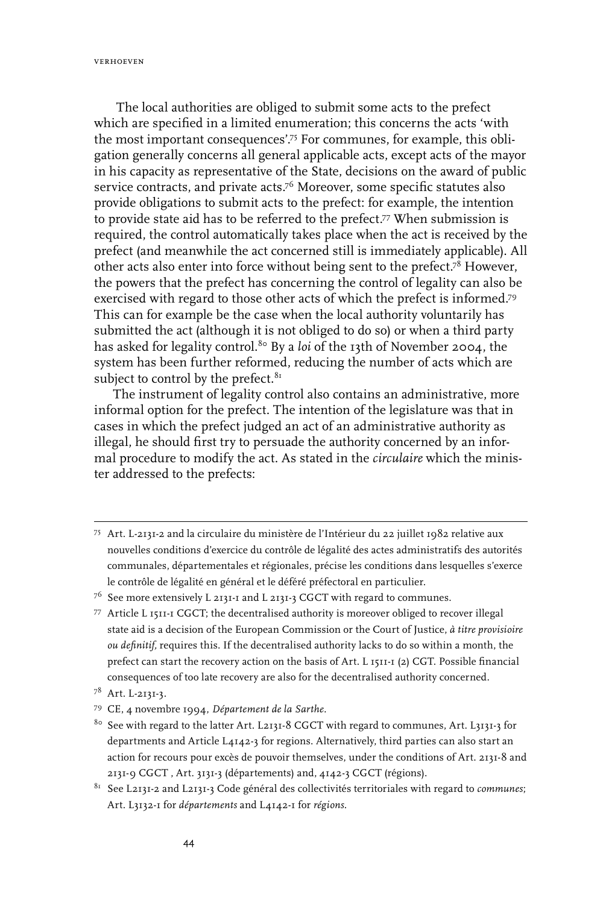The local authorities are obliged to submit some acts to the prefect which are specified in a limited enumeration; this concerns the acts 'with the most important consequences'.[75] For communes, for example, this obligation generally concerns all general applicable acts, except acts of the mayor in his capacity as representative of the State, decisions on the award of public service contracts, and private acts.[76] Moreover, some specific statutes also provide obligations to submit acts to the prefect: for example, the intention to provide state aid has to be referred to the prefect.[77] When submission is required, the control automatically takes place when the act is received by the prefect (and meanwhile the act concerned still is immediately applicable). All other acts also enter into force without being sent to the prefect.[78] However, the powers that the prefect has concerning the control of legality can also be exercised with regard to those other acts of which the prefect is informed.[79] This can for example be the case when the local authority voluntarily has submitted the act (although it is not obliged to do so) or when a third party has asked for legality control.[80] By a *loi* of the 13th of November 2004, the system has been further reformed, reducing the number of acts which are subject to control by the prefect.[81]

The instrument of legality control also contains an administrative, more informal option for the prefect. The intention of the legislature was that in cases in which the prefect judged an act of an administrative authority as illegal, he should first try to persuade the authority concerned by an informal procedure to modify the act. As stated in the *circulaire* which the minister addressed to the prefects:

---

[75] Art. L-2131-2 and la circulaire du ministère de l'Intérieur du 22 juillet 1982 relative aux nouvelles conditions d'exercice du contrôle de légalité des actes administratifs des autorités communales, départementales et régionales, précise les conditions dans lesquelles s'exerce le contrôle de légalité en général et le déféré préfectoral en particulier.

[76] See more extensively L 2131-1 and L 2131-3 CGCT with regard to communes.

[77] Article L 1511-1 CGCT; the decentralised authority is moreover obliged to recover illegal state aid is a decision of the European Commission or the Court of Justice, *à titre provisioire ou definitif*, requires this. If the decentralised authority lacks to do so within a month, the prefect can start the recovery action on the basis of Art. L 1511-1 (2) CGT. Possible financial consequences of too late recovery are also for the decentralised authority concerned.

[78] Art. L-2131-3.

[79] CE, 4 novembre 1994, *Département de la Sarthe*.

[80] See with regard to the latter Art. L2131-8 CGCT with regard to communes, Art. L3131-3 for departments and Article L4142-3 for regions. Alternatively, third parties can also start an action for recours pour excès de pouvoir themselves, under the conditions of Art. 2131-8 and 2131-9 CGCT , Art. 3131-3 (départements) and, 4142-3 CGCT (régions).

[81] See L2131-2 and L2131-3 Code général des collectivités territoriales with regard to *communes*; Art. L3132-1 for *départements* and L4142-1 for *régions*.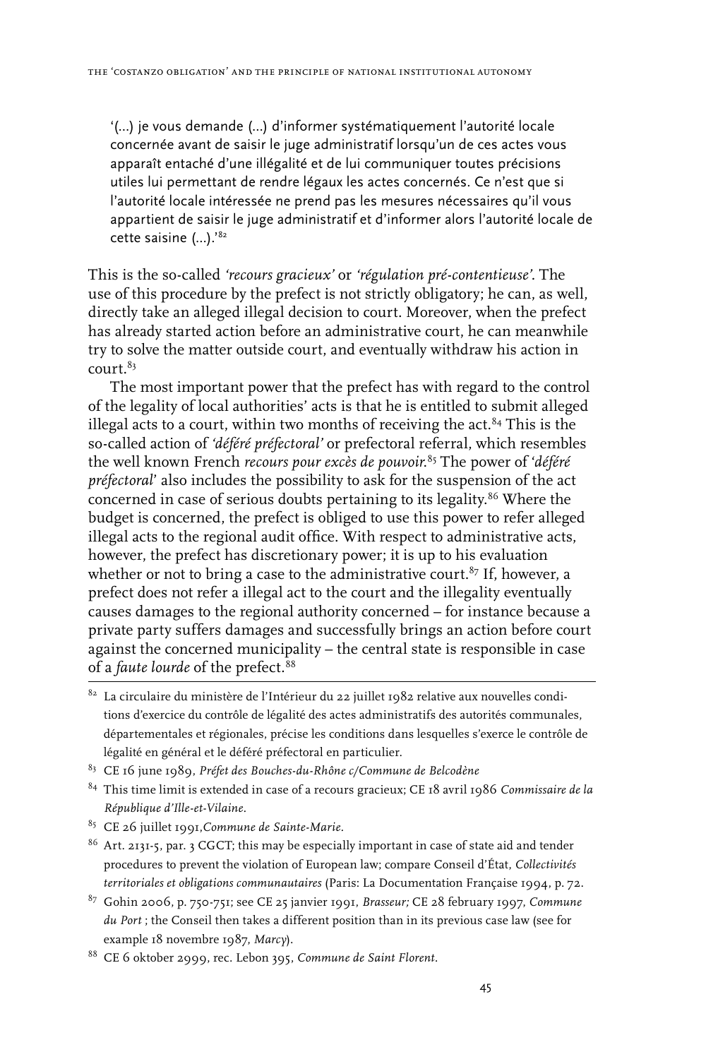'(…) je vous demande (…) d'informer systématiquement l'autorité locale concernée avant de saisir le juge administratif lorsqu'un de ces actes vous apparaît entaché d'une illégalité et de lui communiquer toutes précisions utiles lui permettant de rendre légaux les actes concernés. Ce n'est que si l'autorité locale intéressée ne prend pas les mesures nécessaires qu'il vous appartient de saisir le juge administratif et d'informer alors l'autorité locale de cette saisine (…).'[82]

This is the so-called *'recours gracieux'* or *'régulation pré-contentieuse'*. The use of this procedure by the prefect is not strictly obligatory; he can, as well, directly take an alleged illegal decision to court. Moreover, when the prefect has already started action before an administrative court, he can meanwhile try to solve the matter outside court, and eventually withdraw his action in court.[83]

The most important power that the prefect has with regard to the control of the legality of local authorities' acts is that he is entitled to submit alleged illegal acts to a court, within two months of receiving the act.[84] This is the so-called action of *'déféré préfectoral'* or prefectoral referral, which resembles the well known French *recours pour excès de pouvoir*.[85] The power of *'déféré préfectoral'* also includes the possibility to ask for the suspension of the act concerned in case of serious doubts pertaining to its legality.[86] Where the budget is concerned, the prefect is obliged to use this power to refer alleged illegal acts to the regional audit office. With respect to administrative acts, however, the prefect has discretionary power; it is up to his evaluation whether or not to bring a case to the administrative court.[87] If, however, a prefect does not refer a illegal act to the court and the illegality eventually causes damages to the regional authority concerned – for instance because a private party suffers damages and successfully brings an action before court against the concerned municipality – the central state is responsible in case of a *faute lourde* of the prefect.[88]

---

[82] La circulaire du ministère de l'Intérieur du 22 juillet 1982 relative aux nouvelles conditions d'exercice du contrôle de légalité des actes administratifs des autorités communales, départementales et régionales, précise les conditions dans lesquelles s'exerce le contrôle de légalité en général et le déféré préfectoral en particulier.

[83] CE 16 june 1989, *Préfet des Bouches-du-Rhône c/Commune de Belcodène*

[84] This time limit is extended in case of a recours gracieux; CE 18 avril 1986 *Commissaire de la République d'Ille-et-Vilaine*.

[85] CE 26 juillet 1991,*Commune de Sainte-Marie*.

[86] Art. 2131-5, par. 3 CGCT; this may be especially important in case of state aid and tender procedures to prevent the violation of European law; compare Conseil d'État, *Collectivités territoriales et obligations communautaires* (Paris: La Documentation Française 1994, p. 72.

[87] Gohin 2006, p. 750-751; see CE 25 janvier 1991, *Brasseur;* CE 28 february 1997, *Commune du Port* ; the Conseil then takes a different position than in its previous case law (see for example 18 novembre 1987, *Marcy*).

[88] CE 6 oktober 2999, rec. Lebon 395, *Commune de Saint Florent*.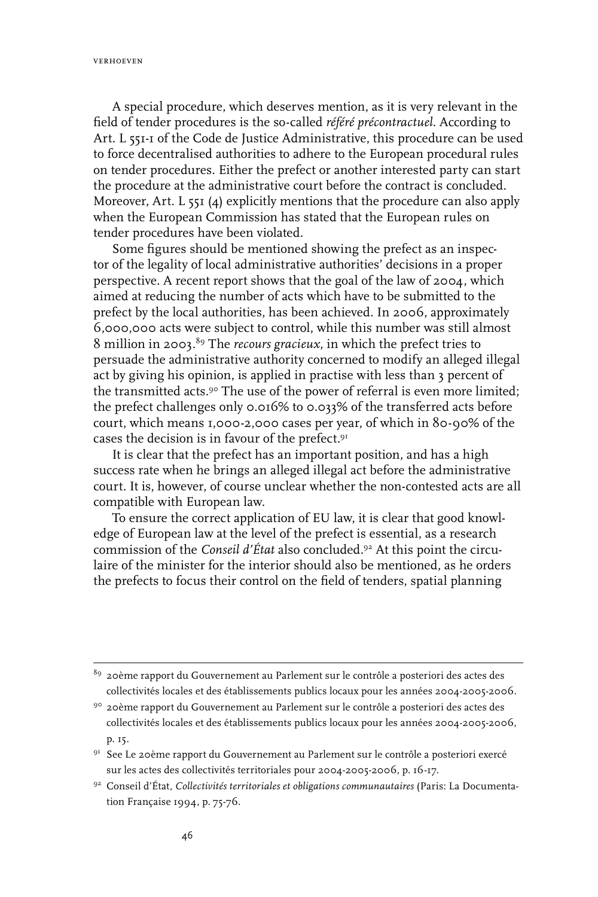A special procedure, which deserves mention, as it is very relevant in the field of tender procedures is the so-called *référé précontractuel*. According to Art. L 551-1 of the Code de Justice Administrative, this procedure can be used to force decentralised authorities to adhere to the European procedural rules on tender procedures. Either the prefect or another interested party can start the procedure at the administrative court before the contract is concluded. Moreover, Art. L 551 (4) explicitly mentions that the procedure can also apply when the European Commission has stated that the European rules on tender procedures have been violated.

Some figures should be mentioned showing the prefect as an inspector of the legality of local administrative authorities' decisions in a proper perspective. A recent report shows that the goal of the law of 2004, which aimed at reducing the number of acts which have to be submitted to the prefect by the local authorities, has been achieved. In 2006, approximately 6,000,000 acts were subject to control, while this number was still almost 8 million in 2003.[89] The *recours gracieux*, in which the prefect tries to persuade the administrative authority concerned to modify an alleged illegal act by giving his opinion, is applied in practise with less than 3 percent of the transmitted acts.[90] The use of the power of referral is even more limited; the prefect challenges only 0.016% to 0.033% of the transferred acts before court, which means 1,000-2,000 cases per year, of which in 80-90% of the cases the decision is in favour of the prefect.[91]

It is clear that the prefect has an important position, and has a high success rate when he brings an alleged illegal act before the administrative court. It is, however, of course unclear whether the non-contested acts are all compatible with European law.

To ensure the correct application of EU law, it is clear that good knowledge of European law at the level of the prefect is essential, as a research commission of the *Conseil d'État* also concluded.[92] At this point the circulaire of the minister for the interior should also be mentioned, as he orders the prefects to focus their control on the field of tenders, spatial planning

---

[89] 20ème rapport du Gouvernement au Parlement sur le contrôle a posteriori des actes des collectivités locales et des établissements publics locaux pour les années 2004-2005-2006.

[90] 20ème rapport du Gouvernement au Parlement sur le contrôle a posteriori des actes des collectivités locales et des établissements publics locaux pour les années 2004-2005-2006, p. 15.

[91] See Le 20ème rapport du Gouvernement au Parlement sur le contrôle a posteriori exercé sur les actes des collectivités territoriales pour 2004-2005-2006, p. 16-17.

[92] Conseil d'État, *Collectivités territoriales et obligations communautaires* (Paris: La Documentation Française 1994, p. 75-76.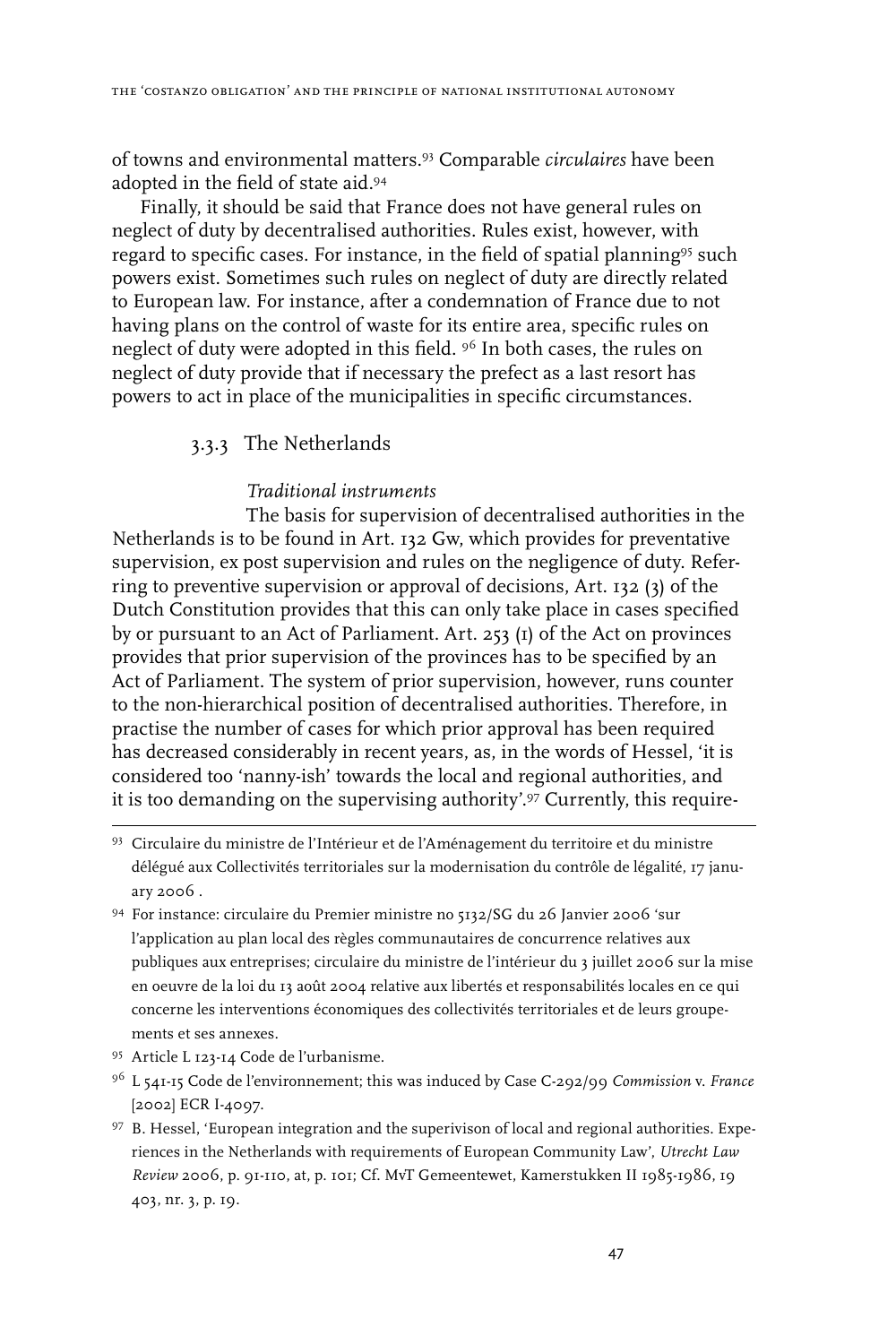of towns and environmental matters.[93] Comparable *circulaires* have been adopted in the field of state aid.[94]

Finally, it should be said that France does not have general rules on neglect of duty by decentralised authorities. Rules exist, however, with regard to specific cases. For instance, in the field of spatial planning[95] such powers exist. Sometimes such rules on neglect of duty are directly related to European law. For instance, after a condemnation of France due to not having plans on the control of waste for its entire area, specific rules on neglect of duty were adopted in this field. [96] In both cases, the rules on neglect of duty provide that if necessary the prefect as a last resort has powers to act in place of the municipalities in specific circumstances.

### 3.3.3 The Netherlands

*Traditional instruments*

The basis for supervision of decentralised authorities in the Netherlands is to be found in Art. 132 Gw, which provides for preventative supervision, ex post supervision and rules on the negligence of duty. Referring to preventive supervision or approval of decisions, Art. 132 (3) of the Dutch Constitution provides that this can only take place in cases specified by or pursuant to an Act of Parliament. Art. 253 (1) of the Act on provinces provides that prior supervision of the provinces has to be specified by an Act of Parliament. The system of prior supervision, however, runs counter to the non-hierarchical position of decentralised authorities. Therefore, in practise the number of cases for which prior approval has been required has decreased considerably in recent years, as, in the words of Hessel, 'it is considered too 'nanny-ish' towards the local and regional authorities, and it is too demanding on the supervising authority'.[97] Currently, this require-

---

[93] Circulaire du ministre de l'Intérieur et de l'Aménagement du territoire et du ministre délégué aux Collectivités territoriales sur la modernisation du contrôle de légalité, 17 january 2006 .

[94] For instance: circulaire du Premier ministre no 5132/SG du 26 Janvier 2006 'sur l'application au plan local des règles communautaires de concurrence relatives aux publiques aux entreprises; circulaire du ministre de l'intérieur du 3 juillet 2006 sur la mise en oeuvre de la loi du 13 août 2004 relative aux libertés et responsabilités locales en ce qui concerne les interventions économiques des collectivités territoriales et de leurs groupements et ses annexes.

[95] Article L 123-14 Code de l'urbanisme.

[96] L 541-15 Code de l'environnement; this was induced by Case C-292/99 *Commission* v. *France* [2002] ECR I-4097.

[97] B. Hessel, 'European integration and the superivison of local and regional authorities. Experiences in the Netherlands with requirements of European Community Law', *Utrecht Law Review* 2006, p. 91-110, at, p. 101; Cf. MvT Gemeentewet, Kamerstukken II 1985-1986, 19 403, nr. 3, p. 19.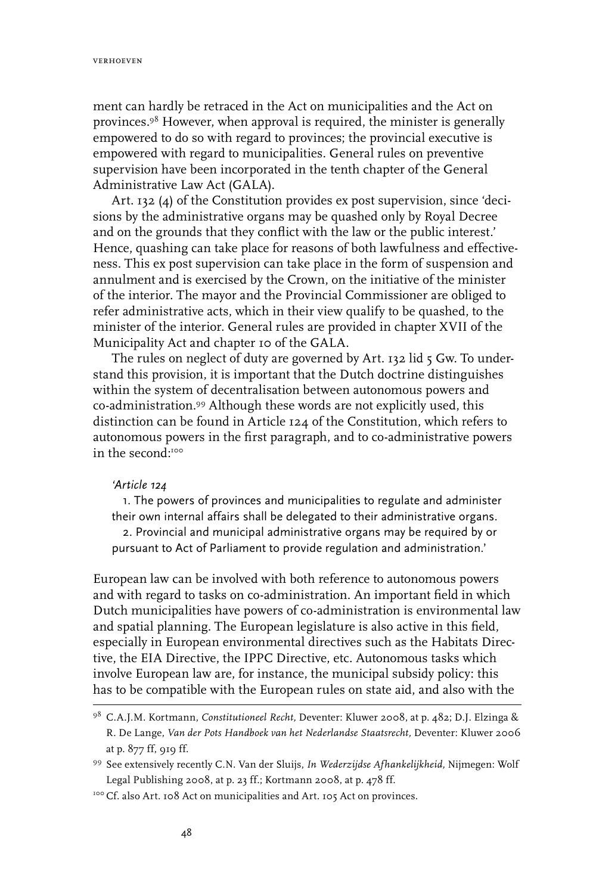ment can hardly be retraced in the Act on municipalities and the Act on provinces.[98] However, when approval is required, the minister is generally empowered to do so with regard to provinces; the provincial executive is empowered with regard to municipalities. General rules on preventive supervision have been incorporated in the tenth chapter of the General Administrative Law Act (GALA).

Art. 132 (4) of the Constitution provides ex post supervision, since 'decisions by the administrative organs may be quashed only by Royal Decree and on the grounds that they conflict with the law or the public interest.' Hence, quashing can take place for reasons of both lawfulness and effectiveness. This ex post supervision can take place in the form of suspension and annulment and is exercised by the Crown, on the initiative of the minister of the interior. The mayor and the Provincial Commissioner are obliged to refer administrative acts, which in their view qualify to be quashed, to the minister of the interior. General rules are provided in chapter XVII of the Municipality Act and chapter 10 of the GALA.

The rules on neglect of duty are governed by Art. 132 lid 5 Gw. To understand this provision, it is important that the Dutch doctrine distinguishes within the system of decentralisation between autonomous powers and co-administration.[99] Although these words are not explicitly used, this distinction can be found in Article 124 of the Constitution, which refers to autonomous powers in the first paragraph, and to co-administrative powers in the second:[100]

> *'Article 124*
>
> 1. The powers of provinces and municipalities to regulate and administer their own internal affairs shall be delegated to their administrative organs.
>
> 2. Provincial and municipal administrative organs may be required by or pursuant to Act of Parliament to provide regulation and administration.'

European law can be involved with both reference to autonomous powers and with regard to tasks on co-administration. An important field in which Dutch municipalities have powers of co-administration is environmental law and spatial planning. The European legislature is also active in this field, especially in European environmental directives such as the Habitats Directive, the EIA Directive, the IPPC Directive, etc. Autonomous tasks which involve European law are, for instance, the municipal subsidy policy: this has to be compatible with the European rules on state aid, and also with the

---

[98] C.A.J.M. Kortmann, *Constitutioneel Recht,* Deventer: Kluwer 2008, at p. 482; D.J. Elzinga & R. De Lange, *Van der Pots Handboek van het Nederlandse Staatsrecht,* Deventer: Kluwer 2006 at p. 877 ff, 919 ff.

[99] See extensively recently C.N. Van der Sluijs, *In Wederzijdse Afhankelijkheid,* Nijmegen: Wolf Legal Publishing 2008, at p. 23 ff.; Kortmann 2008, at p. 478 ff.

[100] Cf. also Art. 108 Act on municipalities and Art. 105 Act on provinces.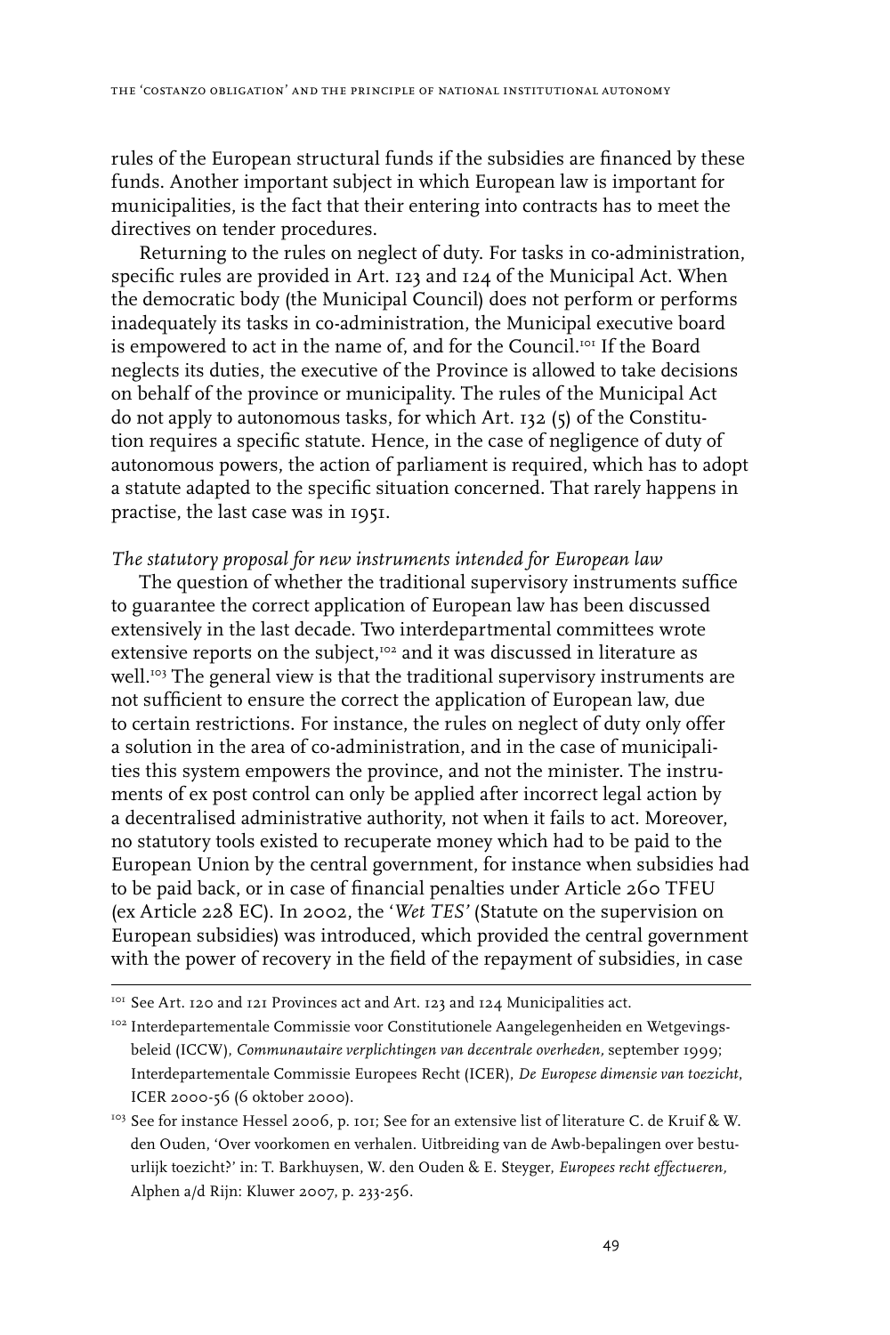rules of the European structural funds if the subsidies are financed by these funds. Another important subject in which European law is important for municipalities, is the fact that their entering into contracts has to meet the directives on tender procedures.

Returning to the rules on neglect of duty. For tasks in co-administration, specific rules are provided in Art. 123 and 124 of the Municipal Act. When the democratic body (the Municipal Council) does not perform or performs inadequately its tasks in co-administration, the Municipal executive board is empowered to act in the name of, and for the Council.[101] If the Board neglects its duties, the executive of the Province is allowed to take decisions on behalf of the province or municipality. The rules of the Municipal Act do not apply to autonomous tasks, for which Art. 132 (5) of the Constitution requires a specific statute. Hence, in the case of negligence of duty of autonomous powers, the action of parliament is required, which has to adopt a statute adapted to the specific situation concerned. That rarely happens in practise, the last case was in 1951.

*The statutory proposal for new instruments intended for European law*

The question of whether the traditional supervisory instruments suffice to guarantee the correct application of European law has been discussed extensively in the last decade. Two interdepartmental committees wrote extensive reports on the subject,[102] and it was discussed in literature as well.[103] The general view is that the traditional supervisory instruments are not sufficient to ensure the correct the application of European law, due to certain restrictions. For instance, the rules on neglect of duty only offer a solution in the area of co-administration, and in the case of municipalities this system empowers the province, and not the minister. The instruments of ex post control can only be applied after incorrect legal action by a decentralised administrative authority, not when it fails to act. Moreover, no statutory tools existed to recuperate money which had to be paid to the European Union by the central government, for instance when subsidies had to be paid back, or in case of financial penalties under Article 260 TFEU (ex Article 228 EC). In 2002, the '*Wet TES*' (Statute on the supervision on European subsidies) was introduced, which provided the central government with the power of recovery in the field of the repayment of subsidies, in case

---

[101] See Art. 120 and 121 Provinces act and Art. 123 and 124 Municipalities act.

[102] Interdepartementale Commissie voor Constitutionele Aangelegenheden en Wetgevingsbeleid (ICCW), *Communautaire verplichtingen van decentrale overheden,* september 1999; Interdepartementale Commissie Europees Recht (ICER), *De Europese dimensie van toezicht*, ICER 2000-56 (6 oktober 2000).

[103] See for instance Hessel 2006, p. 101; See for an extensive list of literature C. de Kruif & W. den Ouden, 'Over voorkomen en verhalen. Uitbreiding van de Awb-bepalingen over bestuurlijk toezicht?' in: T. Barkhuysen, W. den Ouden & E. Steyger, *Europees recht effectueren,* Alphen a/d Rijn: Kluwer 2007, p. 233-256.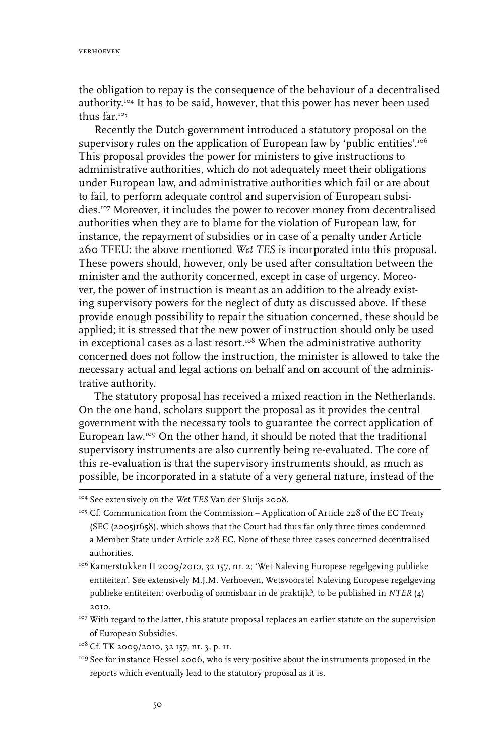the obligation to repay is the consequence of the behaviour of a decentralised authority.[104] It has to be said, however, that this power has never been used thus far.[105]

Recently the Dutch government introduced a statutory proposal on the supervisory rules on the application of European law by 'public entities'.[106] This proposal provides the power for ministers to give instructions to administrative authorities, which do not adequately meet their obligations under European law, and administrative authorities which fail or are about to fail, to perform adequate control and supervision of European subsidies.[107] Moreover, it includes the power to recover money from decentralised authorities when they are to blame for the violation of European law, for instance, the repayment of subsidies or in case of a penalty under Article 260 TFEU: the above mentioned *Wet TES* is incorporated into this proposal. These powers should, however, only be used after consultation between the minister and the authority concerned, except in case of urgency. Moreover, the power of instruction is meant as an addition to the already existing supervisory powers for the neglect of duty as discussed above. If these provide enough possibility to repair the situation concerned, these should be applied; it is stressed that the new power of instruction should only be used in exceptional cases as a last resort.[108] When the administrative authority concerned does not follow the instruction, the minister is allowed to take the necessary actual and legal actions on behalf and on account of the administrative authority.

The statutory proposal has received a mixed reaction in the Netherlands. On the one hand, scholars support the proposal as it provides the central government with the necessary tools to guarantee the correct application of European law.[109] On the other hand, it should be noted that the traditional supervisory instruments are also currently being re-evaluated. The core of this re-evaluation is that the supervisory instruments should, as much as possible, be incorporated in a statute of a very general nature, instead of the

---

[104] See extensively on the *Wet TES* Van der Sluijs 2008.

[105] Cf. Communication from the Commission – Application of Article 228 of the EC Treaty (SEC (2005)1658), which shows that the Court had thus far only three times condemned a Member State under Article 228 EC. None of these three cases concerned decentralised authorities.

[106] Kamerstukken II 2009/2010, 32 157, nr. 2; 'Wet Naleving Europese regelgeving publieke entiteiten'. See extensively M.J.M. Verhoeven, Wetsvoorstel Naleving Europese regelgeving publieke entiteiten: overbodig of onmisbaar in de praktijk?, to be published in *NTER* (4) 2010.

[107] With regard to the latter, this statute proposal replaces an earlier statute on the supervision of European Subsidies.

[108] Cf. TK 2009/2010, 32 157, nr. 3, p. 11.

[109] See for instance Hessel 2006, who is very positive about the instruments proposed in the reports which eventually lead to the statutory proposal as it is.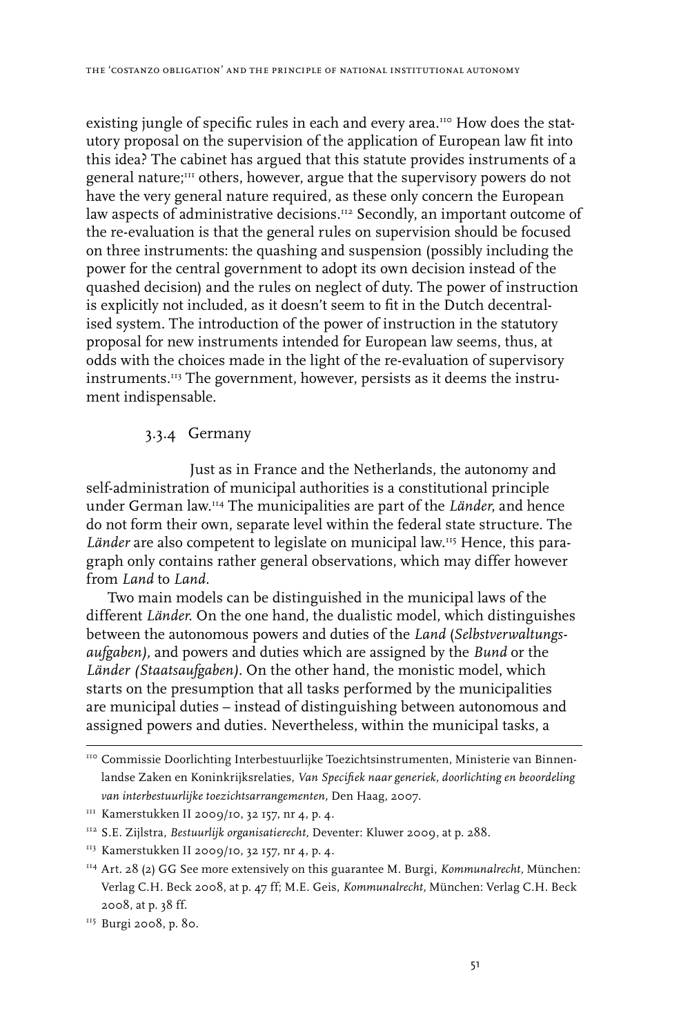existing jungle of specific rules in each and every area.[110] How does the statutory proposal on the supervision of the application of European law fit into this idea? The cabinet has argued that this statute provides instruments of a general nature;[111] others, however, argue that the supervisory powers do not have the very general nature required, as these only concern the European law aspects of administrative decisions.[112] Secondly, an important outcome of the re-evaluation is that the general rules on supervision should be focused on three instruments: the quashing and suspension (possibly including the power for the central government to adopt its own decision instead of the quashed decision) and the rules on neglect of duty. The power of instruction is explicitly not included, as it doesn't seem to fit in the Dutch decentralised system. The introduction of the power of instruction in the statutory proposal for new instruments intended for European law seems, thus, at odds with the choices made in the light of the re-evaluation of supervisory instruments.[113] The government, however, persists as it deems the instrument indispensable.

### 3.3.4 Germany

Just as in France and the Netherlands, the autonomy and self-administration of municipal authorities is a constitutional principle under German law.[114] The municipalities are part of the *Länder*, and hence do not form their own, separate level within the federal state structure. The *Länder* are also competent to legislate on municipal law.[115] Hence, this paragraph only contains rather general observations, which may differ however from *Land* to *Land*.

Two main models can be distinguished in the municipal laws of the different *Länder*. On the one hand, the dualistic model, which distinguishes between the autonomous powers and duties of the *Land* (*Selbstverwaltungsaufgaben)*, and powers and duties which are assigned by the *Bund* or the *Länder (Staatsaufgaben)*. On the other hand, the monistic model, which starts on the presumption that all tasks performed by the municipalities are municipal duties – instead of distinguishing between autonomous and assigned powers and duties. Nevertheless, within the municipal tasks, a

---

[110] Commissie Doorlichting Interbestuurlijke Toezichtsinstrumenten, Ministerie van Binnenlandse Zaken en Koninkrijksrelaties, *Van Specifiek naar generiek, doorlichting en beoordeling van interbestuurlijke toezichtsarrangementen*, Den Haag, 2007.

[111] Kamerstukken II 2009/10, 32 157, nr 4, p. 4.

[112] S.E. Zijlstra, *Bestuurlijk organisatierecht*, Deventer: Kluwer 2009, at p. 288.

[113] Kamerstukken II 2009/10, 32 157, nr 4, p. 4.

[114] Art. 28 (2) GG See more extensively on this guarantee M. Burgi, *Kommunalrecht*, München: Verlag C.H. Beck 2008, at p. 47 ff; M.E. Geis, *Kommunalrecht*, München: Verlag C.H. Beck 2008, at p. 38 ff.

[115] Burgi 2008, p. 80.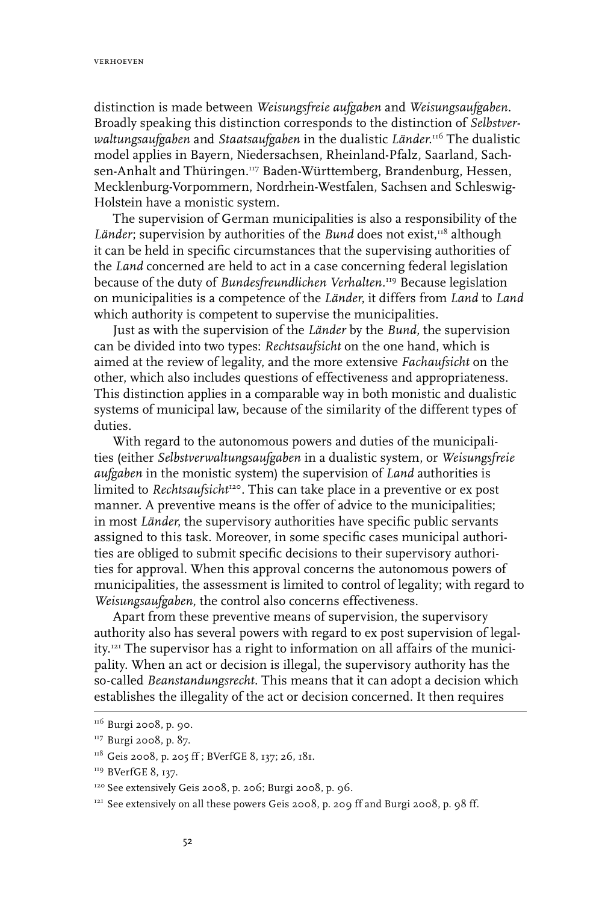distinction is made between *Weisungsfreie aufgaben* and *Weisungsaufgaben*. Broadly speaking this distinction corresponds to the distinction of *Selbstverwaltungsaufgaben* and *Staatsaufgaben* in the dualistic *Länder*.[116] The dualistic model applies in Bayern, Niedersachsen, Rheinland-Pfalz, Saarland, Sachsen-Anhalt and Thüringen.[117] Baden-Württemberg, Brandenburg, Hessen, Mecklenburg-Vorpommern, Nordrhein-Westfalen, Sachsen and Schleswig-Holstein have a monistic system.

The supervision of German municipalities is also a responsibility of the *Länder*; supervision by authorities of the *Bund* does not exist,[118] although it can be held in specific circumstances that the supervising authorities of the *Land* concerned are held to act in a case concerning federal legislation because of the duty of *Bundesfreundlichen Verhalten*.[119] Because legislation on municipalities is a competence of the *Länder*, it differs from *Land* to *Land* which authority is competent to supervise the municipalities.

Just as with the supervision of the *Länder* by the *Bund*, the supervision can be divided into two types: *Rechtsaufsicht* on the one hand, which is aimed at the review of legality, and the more extensive *Fachaufsicht* on the other, which also includes questions of effectiveness and appropriateness. This distinction applies in a comparable way in both monistic and dualistic systems of municipal law, because of the similarity of the different types of duties.

With regard to the autonomous powers and duties of the municipalities (either *Selbstverwaltungsaufgaben* in a dualistic system, or *Weisungsfreie aufgaben* in the monistic system) the supervision of *Land* authorities is limited to *Rechtsaufsicht*[120]. This can take place in a preventive or ex post manner. A preventive means is the offer of advice to the municipalities; in most *Länder*, the supervisory authorities have specific public servants assigned to this task. Moreover, in some specific cases municipal authorities are obliged to submit specific decisions to their supervisory authorities for approval. When this approval concerns the autonomous powers of municipalities, the assessment is limited to control of legality; with regard to *Weisungsaufgaben*, the control also concerns effectiveness.

Apart from these preventive means of supervision, the supervisory authority also has several powers with regard to ex post supervision of legality.[121] The supervisor has a right to information on all affairs of the municipality. When an act or decision is illegal, the supervisory authority has the so-called *Beanstandungsrecht*. This means that it can adopt a decision which establishes the illegality of the act or decision concerned. It then requires

---

[116] Burgi 2008, p. 90.

[117] Burgi 2008, p. 87.

[118] Geis 2008, p. 205 ff ; BVerfGE 8, 137; 26, 181.

[119] BVerfGE 8, 137.

[120] See extensively Geis 2008, p. 206; Burgi 2008, p. 96.

[121] See extensively on all these powers Geis 2008, p. 209 ff and Burgi 2008, p. 98 ff.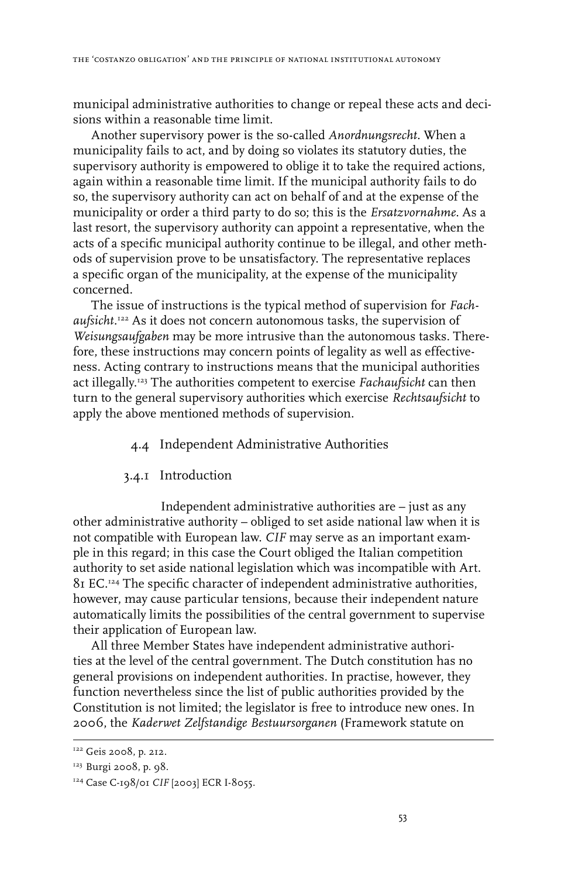municipal administrative authorities to change or repeal these acts and decisions within a reasonable time limit.

Another supervisory power is the so-called *Anordnungsrecht*. When a municipality fails to act, and by doing so violates its statutory duties, the supervisory authority is empowered to oblige it to take the required actions, again within a reasonable time limit. If the municipal authority fails to do so, the supervisory authority can act on behalf of and at the expense of the municipality or order a third party to do so; this is the *Ersatzvornahme*. As a last resort, the supervisory authority can appoint a representative, when the acts of a specific municipal authority continue to be illegal, and other methods of supervision prove to be unsatisfactory. The representative replaces a specific organ of the municipality, at the expense of the municipality concerned.

The issue of instructions is the typical method of supervision for *Fachaufsicht*.[122] As it does not concern autonomous tasks, the supervision of *Weisungsaufgaben* may be more intrusive than the autonomous tasks. Therefore, these instructions may concern points of legality as well as effectiveness. Acting contrary to instructions means that the municipal authorities act illegally.[123] The authorities competent to exercise *Fachaufsicht* can then turn to the general supervisory authorities which exercise *Rechtsaufsicht* to apply the above mentioned methods of supervision.

## 4.4 Independent Administrative Authorities

### 3.4.1 Introduction

Independent administrative authorities are – just as any other administrative authority – obliged to set aside national law when it is not compatible with European law. *CIF* may serve as an important example in this regard; in this case the Court obliged the Italian competition authority to set aside national legislation which was incompatible with Art. 81 EC.[124] The specific character of independent administrative authorities, however, may cause particular tensions, because their independent nature automatically limits the possibilities of the central government to supervise their application of European law.

All three Member States have independent administrative authorities at the level of the central government. The Dutch constitution has no general provisions on independent authorities. In practise, however, they function nevertheless since the list of public authorities provided by the Constitution is not limited; the legislator is free to introduce new ones. In 2006, the *Kaderwet Zelfstandige Bestuursorganen* (Framework statute on

---

[122] Geis 2008, p. 212.

[123] Burgi 2008, p. 98.

[124] Case C-198/01 *CIF* [2003] ECR I-8055.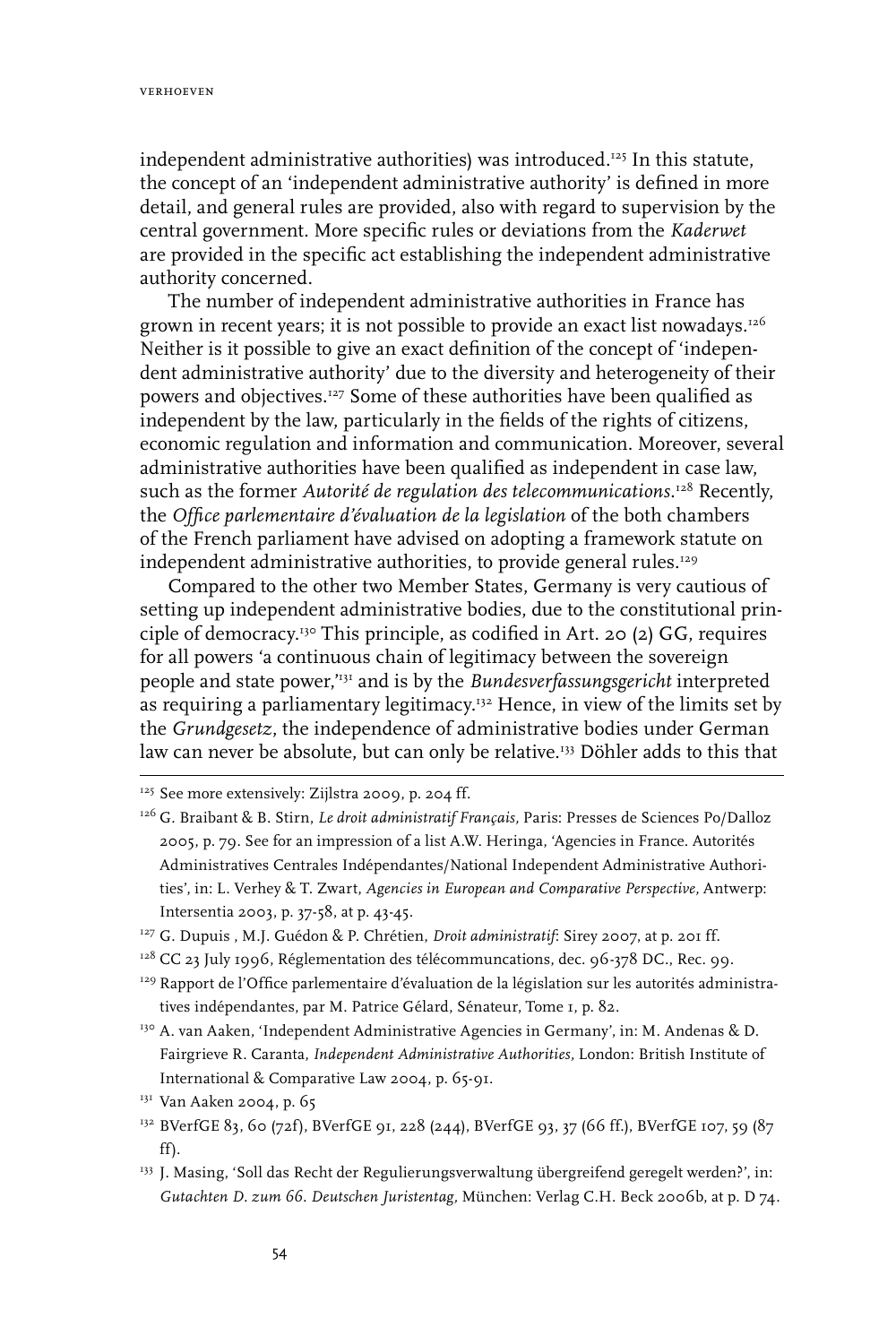independent administrative authorities) was introduced.[125] In this statute, the concept of an 'independent administrative authority' is defined in more detail, and general rules are provided, also with regard to supervision by the central government. More specific rules or deviations from the *Kaderwet* are provided in the specific act establishing the independent administrative authority concerned.

The number of independent administrative authorities in France has grown in recent years; it is not possible to provide an exact list nowadays.[126] Neither is it possible to give an exact definition of the concept of 'independent administrative authority' due to the diversity and heterogeneity of their powers and objectives.[127] Some of these authorities have been qualified as independent by the law, particularly in the fields of the rights of citizens, economic regulation and information and communication. Moreover, several administrative authorities have been qualified as independent in case law, such as the former *Autorité de regulation des telecommunications*.[128] Recently, the *Office parlementaire d'évaluation de la legislation* of the both chambers of the French parliament have advised on adopting a framework statute on independent administrative authorities, to provide general rules.[129]

Compared to the other two Member States, Germany is very cautious of setting up independent administrative bodies, due to the constitutional principle of democracy.[130] This principle, as codified in Art. 20 (2) GG, requires for all powers 'a continuous chain of legitimacy between the sovereign people and state power,'[131] and is by the *Bundesverfassungsgericht* interpreted as requiring a parliamentary legitimacy.[132] Hence, in view of the limits set by the *Grundgesetz*, the independence of administrative bodies under German law can never be absolute, but can only be relative.[133] Döhler adds to this that

---

[125] See more extensively: Zijlstra 2009, p. 204 ff.

[126] G. Braibant & B. Stirn, *Le droit administratif Français*, Paris: Presses de Sciences Po/Dalloz 2005, p. 79. See for an impression of a list A.W. Heringa, 'Agencies in France. Autorités Administratives Centrales Indépendantes/National Independent Administrative Authorities', in: L. Verhey & T. Zwart, *Agencies in European and Comparative Perspective*, Antwerp: Intersentia 2003, p. 37-58, at p. 43-45.

[127] G. Dupuis , M.J. Guédon & P. Chrétien, *Droit administratif*: Sirey 2007, at p. 201 ff.

[128] CC 23 July 1996, Réglementation des télécommuncations, dec. 96-378 DC., Rec. 99.

[129] Rapport de l'Office parlementaire d'évaluation de la législation sur les autorités administratives indépendantes, par M. Patrice Gélard, Sénateur, Tome 1, p. 82.

[130] A. van Aaken, 'Independent Administrative Agencies in Germany', in: M. Andenas & D. Fairgrieve R. Caranta, *Independent Administrative Authorities*, London: British Institute of International & Comparative Law 2004, p. 65-91.

[131] Van Aaken 2004, p. 65

[132] BVerfGE 83, 60 (72f), BVerfGE 91, 228 (244), BVerfGE 93, 37 (66 ff.), BVerfGE 107, 59 (87 ff).

[133] J. Masing, 'Soll das Recht der Regulierungsverwaltung übergreifend geregelt werden?', in: *Gutachten D. zum 66. Deutschen Juristentag*, München: Verlag C.H. Beck 2006b, at p. D 74.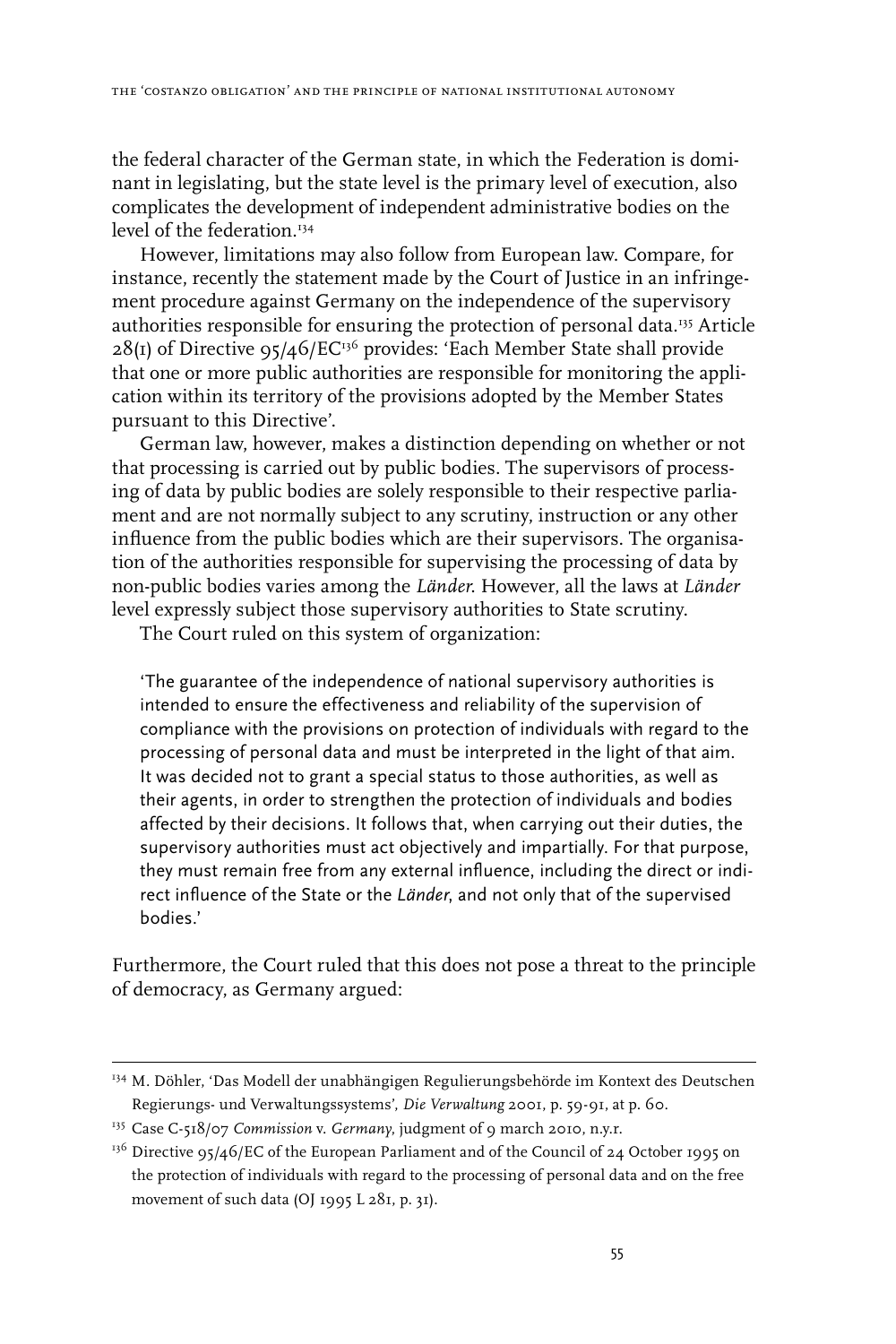the federal character of the German state, in which the Federation is dominant in legislating, but the state level is the primary level of execution, also complicates the development of independent administrative bodies on the level of the federation.[134]

However, limitations may also follow from European law. Compare, for instance, recently the statement made by the Court of Justice in an infringement procedure against Germany on the independence of the supervisory authorities responsible for ensuring the protection of personal data.[135] Article 28(1) of Directive 95/46/EC[136] provides: 'Each Member State shall provide that one or more public authorities are responsible for monitoring the application within its territory of the provisions adopted by the Member States pursuant to this Directive'.

German law, however, makes a distinction depending on whether or not that processing is carried out by public bodies. The supervisors of processing of data by public bodies are solely responsible to their respective parliament and are not normally subject to any scrutiny, instruction or any other influence from the public bodies which are their supervisors. The organisation of the authorities responsible for supervising the processing of data by non-public bodies varies among the *Länder*. However, all the laws at *Länder* level expressly subject those supervisory authorities to State scrutiny.

The Court ruled on this system of organization:

> 'The guarantee of the independence of national supervisory authorities is intended to ensure the effectiveness and reliability of the supervision of compliance with the provisions on protection of individuals with regard to the processing of personal data and must be interpreted in the light of that aim. It was decided not to grant a special status to those authorities, as well as their agents, in order to strengthen the protection of individuals and bodies affected by their decisions. It follows that, when carrying out their duties, the supervisory authorities must act objectively and impartially. For that purpose, they must remain free from any external influence, including the direct or indirect influence of the State or the *Länder*, and not only that of the supervised bodies.'

Furthermore, the Court ruled that this does not pose a threat to the principle of democracy, as Germany argued:

---

[134] M. Döhler, 'Das Modell der unabhängigen Regulierungsbehörde im Kontext des Deutschen Regierungs- und Verwaltungssystems', *Die Verwaltung* 2001, p. 59-91, at p. 60.

[135] Case C-518/07 *Commission* v. *Germany*, judgment of 9 march 2010, n.y.r.

[136] Directive 95/46/EC of the European Parliament and of the Council of 24 October 1995 on the protection of individuals with regard to the processing of personal data and on the free movement of such data (OJ 1995 L 281, p. 31).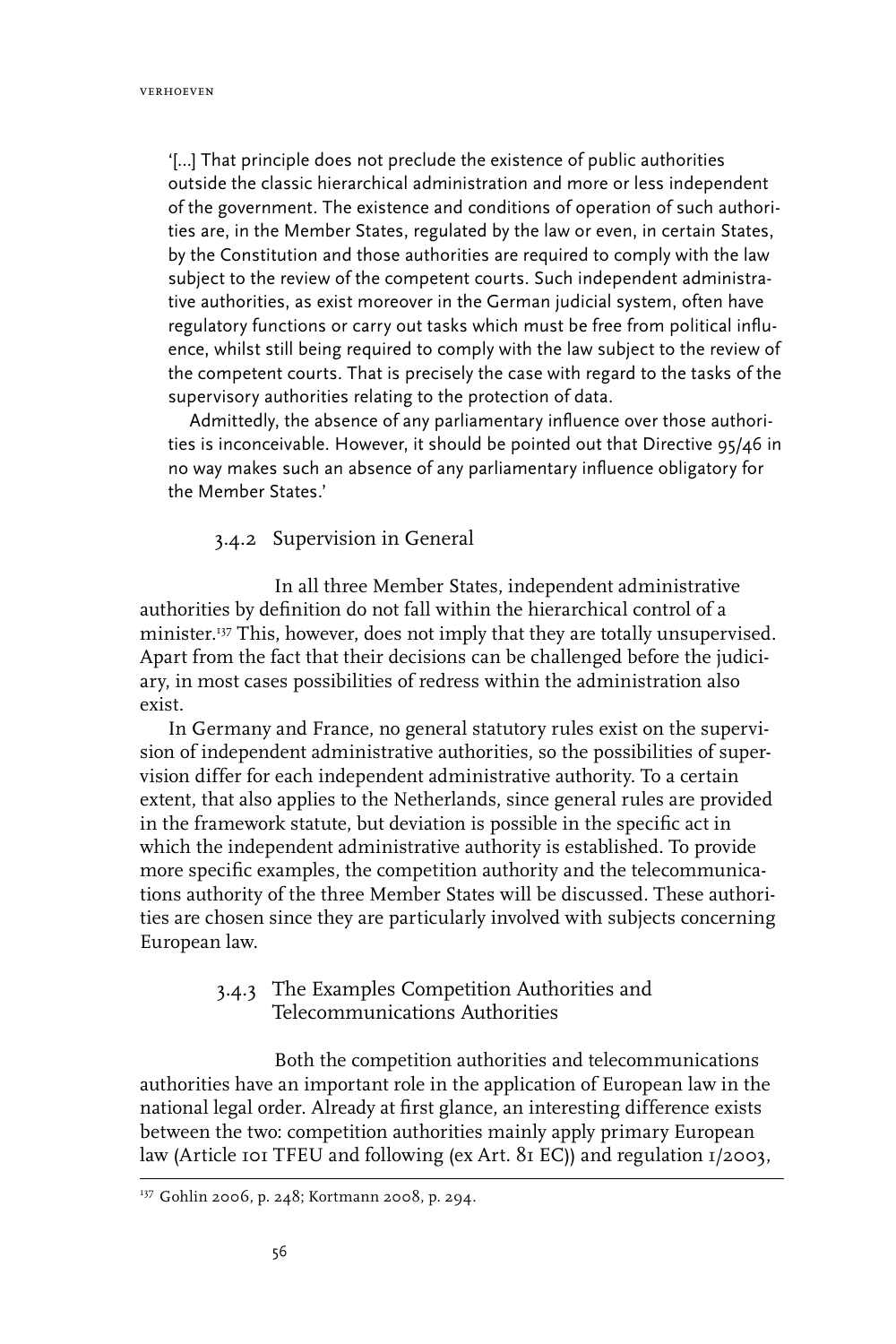'[...] That principle does not preclude the existence of public authorities outside the classic hierarchical administration and more or less independent of the government. The existence and conditions of operation of such authorities are, in the Member States, regulated by the law or even, in certain States, by the Constitution and those authorities are required to comply with the law subject to the review of the competent courts. Such independent administrative authorities, as exist moreover in the German judicial system, often have regulatory functions or carry out tasks which must be free from political influence, whilst still being required to comply with the law subject to the review of the competent courts. That is precisely the case with regard to the tasks of the supervisory authorities relating to the protection of data.

Admittedly, the absence of any parliamentary influence over those authorities is inconceivable. However, it should be pointed out that Directive 95/46 in no way makes such an absence of any parliamentary influence obligatory for the Member States.'

### 3.4.2 Supervision in General

In all three Member States, independent administrative authorities by definition do not fall within the hierarchical control of a minister.[137] This, however, does not imply that they are totally unsupervised. Apart from the fact that their decisions can be challenged before the judiciary, in most cases possibilities of redress within the administration also exist.

In Germany and France, no general statutory rules exist on the supervision of independent administrative authorities, so the possibilities of supervision differ for each independent administrative authority. To a certain extent, that also applies to the Netherlands, since general rules are provided in the framework statute, but deviation is possible in the specific act in which the independent administrative authority is established. To provide more specific examples, the competition authority and the telecommunications authority of the three Member States will be discussed. These authorities are chosen since they are particularly involved with subjects concerning European law.

### 3.4.3 The Examples Competition Authorities and Telecommunications Authorities

Both the competition authorities and telecommunications authorities have an important role in the application of European law in the national legal order. Already at first glance, an interesting difference exists between the two: competition authorities mainly apply primary European law (Article 101 TFEU and following (ex Art. 81 EC)) and regulation 1/2003,

---

[137] Gohlin 2006, p. 248; Kortmann 2008, p. 294.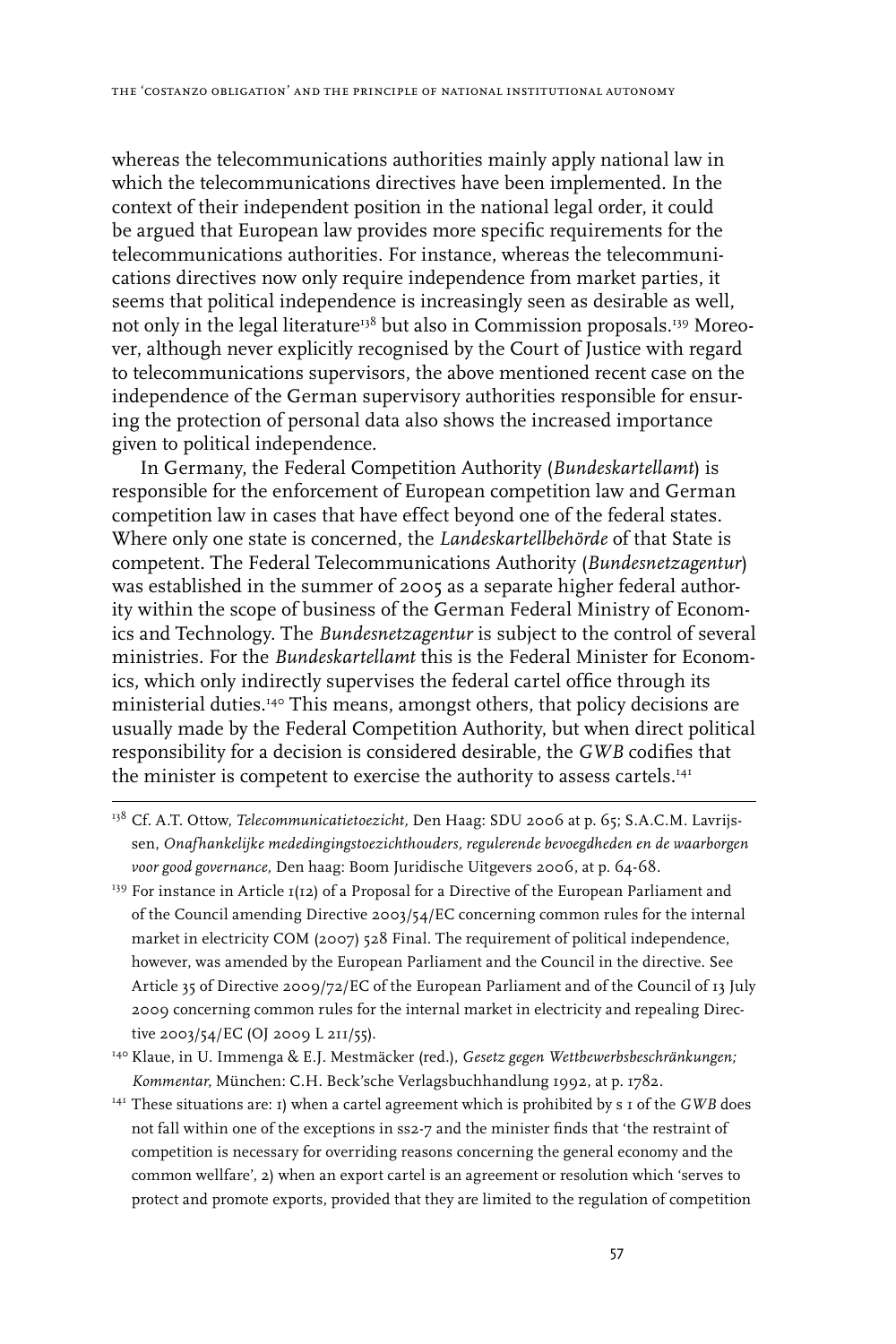whereas the telecommunications authorities mainly apply national law in which the telecommunications directives have been implemented. In the context of their independent position in the national legal order, it could be argued that European law provides more specific requirements for the telecommunications authorities. For instance, whereas the telecommunications directives now only require independence from market parties, it seems that political independence is increasingly seen as desirable as well, not only in the legal literature[138] but also in Commission proposals.[139] Moreover, although never explicitly recognised by the Court of Justice with regard to telecommunications supervisors, the above mentioned recent case on the independence of the German supervisory authorities responsible for ensuring the protection of personal data also shows the increased importance given to political independence.

In Germany, the Federal Competition Authority (*Bundeskartellamt*) is responsible for the enforcement of European competition law and German competition law in cases that have effect beyond one of the federal states. Where only one state is concerned, the *Landeskartellbehörde* of that State is competent. The Federal Telecommunications Authority (*Bundesnetzagentur*) was established in the summer of 2005 as a separate higher federal authority within the scope of business of the German Federal Ministry of Economics and Technology. The *Bundesnetzagentur* is subject to the control of several ministries. For the *Bundeskartellamt* this is the Federal Minister for Economics, which only indirectly supervises the federal cartel office through its ministerial duties.[140] This means, amongst others, that policy decisions are usually made by the Federal Competition Authority, but when direct political responsibility for a decision is considered desirable, the *GWB* codifies that the minister is competent to exercise the authority to assess cartels.[141]

---

[138] Cf. A.T. Ottow, *Telecommunicatietoezicht*, Den Haag: SDU 2006 at p. 65; S.A.C.M. Lavrijssen, *Onafhankelijke mededingingstoezichthouders, regulerende bevoegdheden en de waarborgen voor good governance*, Den haag: Boom Juridische Uitgevers 2006, at p. 64-68.

[139] For instance in Article 1(12) of a Proposal for a Directive of the European Parliament and of the Council amending Directive 2003/54/EC concerning common rules for the internal market in electricity COM (2007) 528 Final. The requirement of political independence, however, was amended by the European Parliament and the Council in the directive. See Article 35 of Directive 2009/72/EC of the European Parliament and of the Council of 13 July 2009 concerning common rules for the internal market in electricity and repealing Directive 2003/54/EC (OJ 2009 L 211/55).

[140] Klaue, in U. Immenga & E.J. Mestmäcker (red.), *Gesetz gegen Wettbewerbsbeschränkungen; Kommentar*, München: C.H. Beck'sche Verlagsbuchhandlung 1992, at p. 1782.

[141] These situations are: 1) when a cartel agreement which is prohibited by s 1 of the *GWB* does not fall within one of the exceptions in ss2-7 and the minister finds that 'the restraint of competition is necessary for overriding reasons concerning the general economy and the common wellfare', 2) when an export cartel is an agreement or resolution which 'serves to protect and promote exports, provided that they are limited to the regulation of competition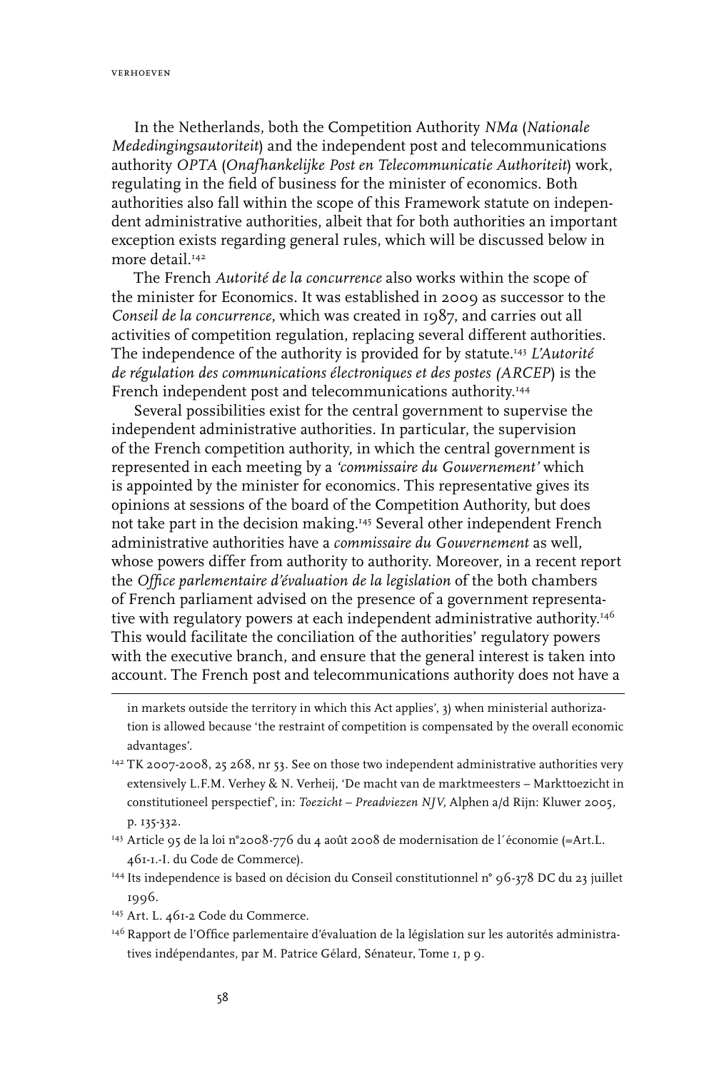In the Netherlands, both the Competition Authority *NMa* (*Nationale Mededingingsautoriteit*) and the independent post and telecommunications authority *OPTA* (*Onafhankelijke Post en Telecommunicatie Authoriteit*) work, regulating in the field of business for the minister of economics. Both authorities also fall within the scope of this Framework statute on independent administrative authorities, albeit that for both authorities an important exception exists regarding general rules, which will be discussed below in more detail.[142]

The French *Autorité de la concurrence* also works within the scope of the minister for Economics. It was established in 2009 as successor to the *Conseil de la concurrence*, which was created in 1987, and carries out all activities of competition regulation, replacing several different authorities. The independence of the authority is provided for by statute.[143] *L'Autorité de régulation des communications électroniques et des postes (ARCEP)* is the French independent post and telecommunications authority.[144]

Several possibilities exist for the central government to supervise the independent administrative authorities. In particular, the supervision of the French competition authority, in which the central government is represented in each meeting by a *'commissaire du Gouvernement'* which is appointed by the minister for economics. This representative gives its opinions at sessions of the board of the Competition Authority, but does not take part in the decision making.[145] Several other independent French administrative authorities have a *commissaire du Gouvernement* as well, whose powers differ from authority to authority. Moreover, in a recent report the *Office parlementaire d'évaluation de la legislation* of the both chambers of French parliament advised on the presence of a government representative with regulatory powers at each independent administrative authority.[146] This would facilitate the conciliation of the authorities' regulatory powers with the executive branch, and ensure that the general interest is taken into account. The French post and telecommunications authority does not have a

---

in markets outside the territory in which this Act applies', 3) when ministerial authorization is allowed because 'the restraint of competition is compensated by the overall economic advantages'.

[142] TK 2007-2008, 25 268, nr 53. See on those two independent administrative authorities very extensively L.F.M. Verhey & N. Verheij, 'De macht van de marktmeesters – Markttoezicht in constitutioneel perspectief', in: *Toezicht – Preadviezen NJV,* Alphen a/d Rijn: Kluwer 2005, p. 135-332.

[143] Article 95 de la loi n°2008-776 du 4 août 2008 de modernisation de l´économie (=Art.L. 461-1.-I. du Code de Commerce).

[144] Its independence is based on décision du Conseil constitutionnel n° 96-378 DC du 23 juillet 1996.

[145] Art. L. 461-2 Code du Commerce.

[146] Rapport de l'Office parlementaire d'évaluation de la législation sur les autorités administratives indépendantes, par M. Patrice Gélard, Sénateur, Tome 1, p 9.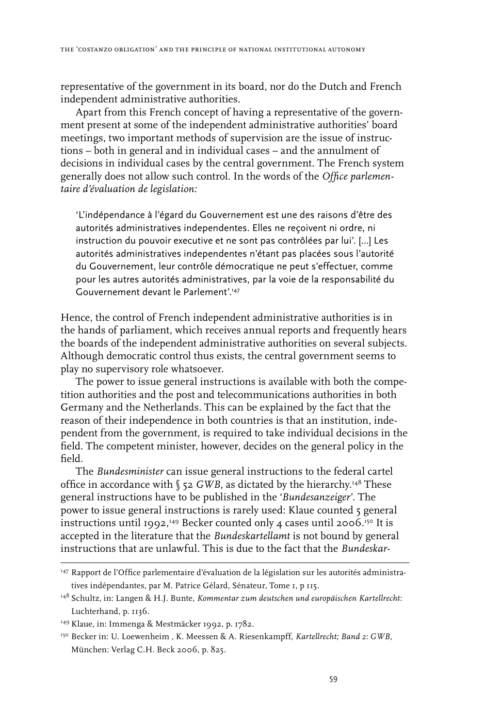representative of the government in its board, nor do the Dutch and French independent administrative authorities.

Apart from this French concept of having a representative of the government present at some of the independent administrative authorities' board meetings, two important methods of supervision are the issue of instructions – both in general and in individual cases – and the annulment of decisions in individual cases by the central government. The French system generally does not allow such control. In the words of the *Office parlementaire d'évaluation de legislation:*

> 'L'indépendance à l'égard du Gouvernement est une des raisons d'être des autorités administratives independentes. Elles ne reçoivent ni ordre, ni instruction du pouvoir executive et ne sont pas contrôlées par lui'. [...] Les autorités administratives independentes n'étant pas placées sous l'autorité du Gouvernement, leur contrôle démocratique ne peut s'effectuer, comme pour les autres autorités administratives, par la voie de la responsabilité du Gouvernement devant le Parlement'.[147]

Hence, the control of French independent administrative authorities is in the hands of parliament, which receives annual reports and frequently hears the boards of the independent administrative authorities on several subjects. Although democratic control thus exists, the central government seems to play no supervisory role whatsoever.

The power to issue general instructions is available with both the competition authorities and the post and telecommunications authorities in both Germany and the Netherlands. This can be explained by the fact that the reason of their independence in both countries is that an institution, independent from the government, is required to take individual decisions in the field. The competent minister, however, decides on the general policy in the field.

The *Bundesminister* can issue general instructions to the federal cartel office in accordance with § 52 *GWB*, as dictated by the hierarchy.[148] These general instructions have to be published in the '*Bundesanzeiger*'. The power to issue general instructions is rarely used: Klaue counted 5 general instructions until 1992,[149] Becker counted only 4 cases until 2006.[150] It is accepted in the literature that the *Bundeskartellamt* is not bound by general instructions that are unlawful. This is due to the fact that the *Bundeskar-*

---

[147] Rapport de l'Office parlementaire d'évaluation de la législation sur les autorités administratives indépendantes, par M. Patrice Gélard, Sénateur, Tome 1, p 115.

[148] Schultz, in: Langen & H.J. Bunte, *Kommentar zum deutschen und europäischen Kartellrecht*: Luchterhand, p. 1136.

[149] Klaue, in: Immenga & Mestmäcker 1992, p. 1782.

[150] Becker in: U. Loewenheim , K. Meessen & A. Riesenkampff, *Kartellrecht; Band 2: GWB*, München: Verlag C.H. Beck 2006, p. 825.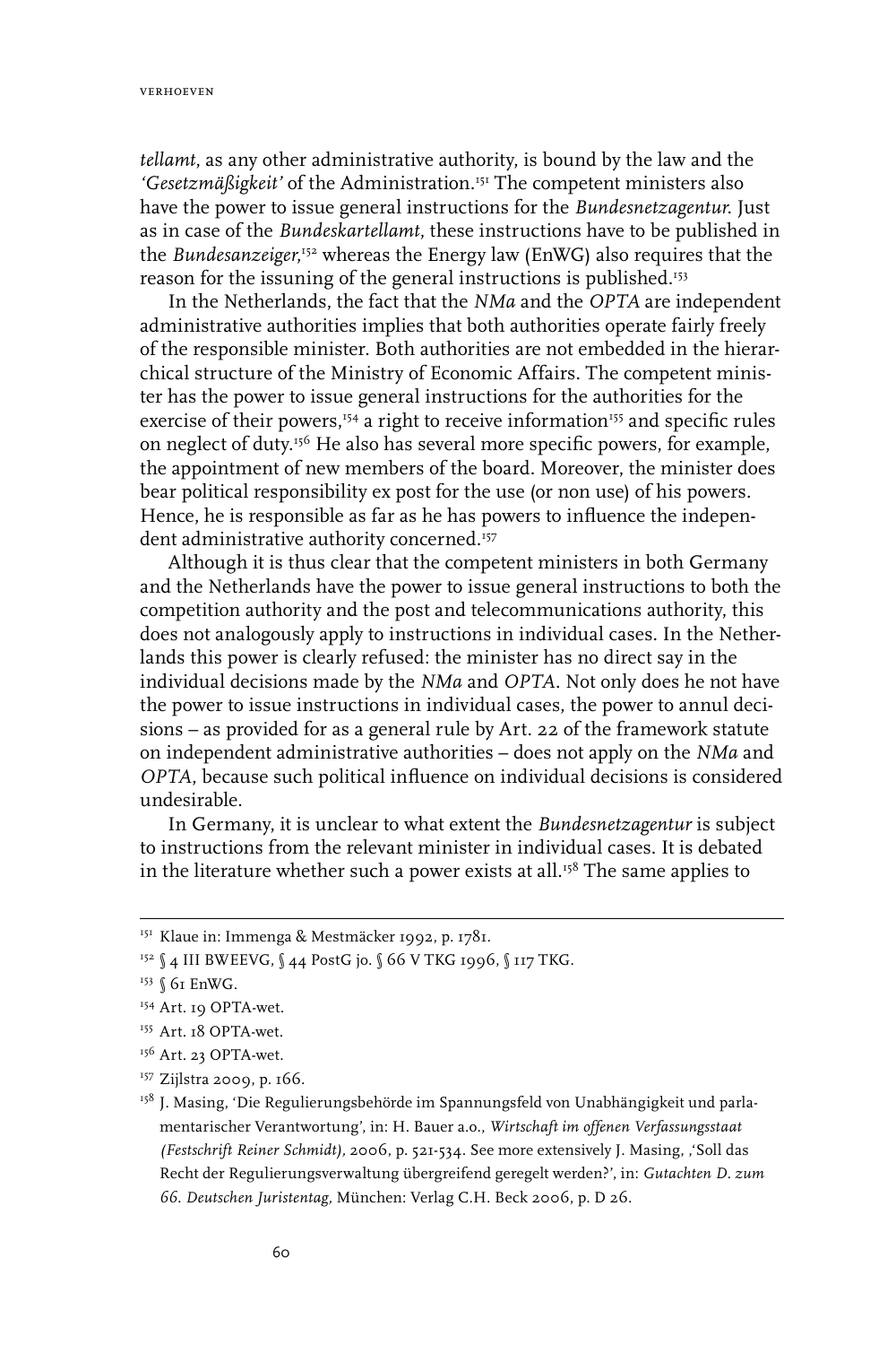*tellamt*, as any other administrative authority, is bound by the law and the *'Gesetzmäßigkeit'* of the Administration.[151] The competent ministers also have the power to issue general instructions for the *Bundesnetzagentur*. Just as in case of the *Bundeskartellamt*, these instructions have to be published in the *Bundesanzeiger*,[152] whereas the Energy law (EnWG) also requires that the reason for the issuning of the general instructions is published.[153]

In the Netherlands, the fact that the *NMa* and the *OPTA* are independent administrative authorities implies that both authorities operate fairly freely of the responsible minister. Both authorities are not embedded in the hierarchical structure of the Ministry of Economic Affairs. The competent minister has the power to issue general instructions for the authorities for the exercise of their powers,[154] a right to receive information[155] and specific rules on neglect of duty.[156] He also has several more specific powers, for example, the appointment of new members of the board. Moreover, the minister does bear political responsibility ex post for the use (or non use) of his powers. Hence, he is responsible as far as he has powers to influence the independent administrative authority concerned.[157]

Although it is thus clear that the competent ministers in both Germany and the Netherlands have the power to issue general instructions to both the competition authority and the post and telecommunications authority, this does not analogously apply to instructions in individual cases. In the Netherlands this power is clearly refused: the minister has no direct say in the individual decisions made by the *NMa* and *OPTA*. Not only does he not have the power to issue instructions in individual cases, the power to annul decisions – as provided for as a general rule by Art. 22 of the framework statute on independent administrative authorities – does not apply on the *NMa* and *OPTA*, because such political influence on individual decisions is considered undesirable.

In Germany, it is unclear to what extent the *Bundesnetzagentur* is subject to instructions from the relevant minister in individual cases. It is debated in the literature whether such a power exists at all.[158] The same applies to

---

[151] Klaue in: Immenga & Mestmäcker 1992, p. 1781.

[152] § 4 III BWEEVG, § 44 PostG jo. § 66 V TKG 1996, § 117 TKG.

[153] § 61 EnWG.

[154] Art. 19 OPTA-wet.

[155] Art. 18 OPTA-wet.

[156] Art. 23 OPTA-wet.

[157] Zijlstra 2009, p. 166.

[158] J. Masing, 'Die Regulierungsbehörde im Spannungsfeld von Unabhängigkeit und parlamentarischer Verantwortung', in: H. Bauer a.o., *Wirtschaft im offenen Verfassungsstaat (Festschrift Reiner Schmidt)*, 2006, p. 521-534. See more extensively J. Masing, ,'Soll das Recht der Regulierungsverwaltung übergreifend geregelt werden?', in: *Gutachten D. zum 66. Deutschen Juristentag*, München: Verlag C.H. Beck 2006, p. D 26.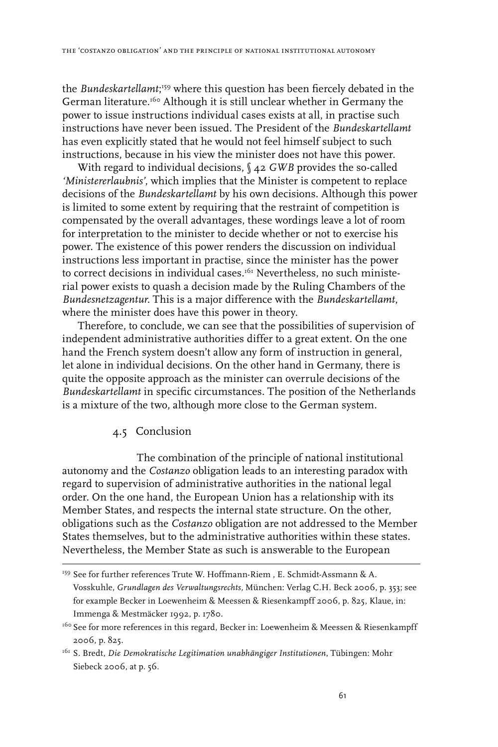the *Bundeskartellamt*;[159] where this question has been fiercely debated in the German literature.[160] Although it is still unclear whether in Germany the power to issue instructions individual cases exists at all, in practise such instructions have never been issued. The President of the *Bundeskartellamt* has even explicitly stated that he would not feel himself subject to such instructions, because in his view the minister does not have this power.

With regard to individual decisions, § 42 *GWB* provides the so-called *'Ministererlaubnis'*, which implies that the Minister is competent to replace decisions of the *Bundeskartellamt* by his own decisions. Although this power is limited to some extent by requiring that the restraint of competition is compensated by the overall advantages, these wordings leave a lot of room for interpretation to the minister to decide whether or not to exercise his power. The existence of this power renders the discussion on individual instructions less important in practise, since the minister has the power to correct decisions in individual cases.[161] Nevertheless, no such ministerial power exists to quash a decision made by the Ruling Chambers of the *Bundesnetzagentur*. This is a major difference with the *Bundeskartellamt*, where the minister does have this power in theory.

Therefore, to conclude, we can see that the possibilities of supervision of independent administrative authorities differ to a great extent. On the one hand the French system doesn't allow any form of instruction in general, let alone in individual decisions. On the other hand in Germany, there is quite the opposite approach as the minister can overrule decisions of the *Bundeskartellamt* in specific circumstances. The position of the Netherlands is a mixture of the two, although more close to the German system.

## 4.5 Conclusion

The combination of the principle of national institutional autonomy and the *Costanzo* obligation leads to an interesting paradox with regard to supervision of administrative authorities in the national legal order. On the one hand, the European Union has a relationship with its Member States, and respects the internal state structure. On the other, obligations such as the *Costanzo* obligation are not addressed to the Member States themselves, but to the administrative authorities within these states. Nevertheless, the Member State as such is answerable to the European

---

[159] See for further references Trute W. Hoffmann-Riem , E. Schmidt-Assmann & A. Vosskuhle, *Grundlagen des Verwaltungsrechts*, München: Verlag C.H. Beck 2006, p. 353; see for example Becker in Loewenheim & Meessen & Riesenkampff 2006, p. 825, Klaue, in: Immenga & Mestmäcker 1992, p. 1780.

[160] See for more references in this regard, Becker in: Loewenheim & Meessen & Riesenkampff 2006, p. 825.

[161] S. Bredt, *Die Demokratische Legitimation unabhängiger Institutionen*, Tübingen: Mohr Siebeck 2006, at p. 56.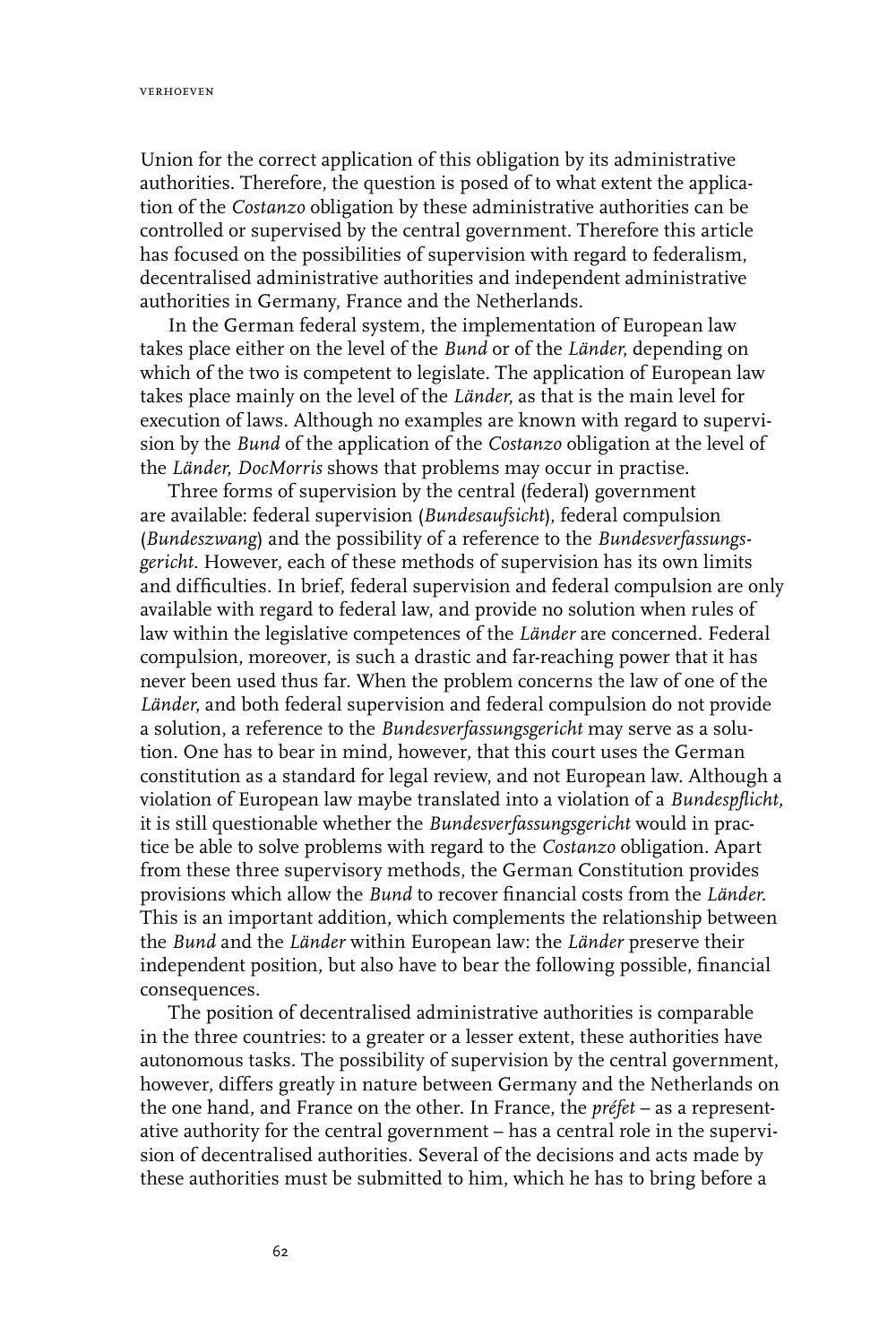Union for the correct application of this obligation by its administrative authorities. Therefore, the question is posed of to what extent the application of the *Costanzo* obligation by these administrative authorities can be controlled or supervised by the central government. Therefore this article has focused on the possibilities of supervision with regard to federalism, decentralised administrative authorities and independent administrative authorities in Germany, France and the Netherlands.

In the German federal system, the implementation of European law takes place either on the level of the *Bund* or of the *Länder*, depending on which of the two is competent to legislate. The application of European law takes place mainly on the level of the *Länder*, as that is the main level for execution of laws. Although no examples are known with regard to supervision by the *Bund* of the application of the *Costanzo* obligation at the level of the *Länder*, *DocMorris* shows that problems may occur in practise.

Three forms of supervision by the central (federal) government are available: federal supervision (*Bundesaufsicht*), federal compulsion (*Bundeszwang*) and the possibility of a reference to the *Bundesverfassungsgericht*. However, each of these methods of supervision has its own limits and difficulties. In brief, federal supervision and federal compulsion are only available with regard to federal law, and provide no solution when rules of law within the legislative competences of the *Länder* are concerned. Federal compulsion, moreover, is such a drastic and far-reaching power that it has never been used thus far. When the problem concerns the law of one of the *Länder*, and both federal supervision and federal compulsion do not provide a solution, a reference to the *Bundesverfassungsgericht* may serve as a solution. One has to bear in mind, however, that this court uses the German constitution as a standard for legal review, and not European law. Although a violation of European law maybe translated into a violation of a *Bundespflicht*, it is still questionable whether the *Bundesverfassungsgericht* would in practice be able to solve problems with regard to the *Costanzo* obligation. Apart from these three supervisory methods, the German Constitution provides provisions which allow the *Bund* to recover financial costs from the *Länder*. This is an important addition, which complements the relationship between the *Bund* and the *Länder* within European law: the *Länder* preserve their independent position, but also have to bear the following possible, financial consequences.

The position of decentralised administrative authorities is comparable in the three countries: to a greater or a lesser extent, these authorities have autonomous tasks. The possibility of supervision by the central government, however, differs greatly in nature between Germany and the Netherlands on the one hand, and France on the other. In France, the *préfet* – as a representative authority for the central government – has a central role in the supervision of decentralised authorities. Several of the decisions and acts made by these authorities must be submitted to him, which he has to bring before a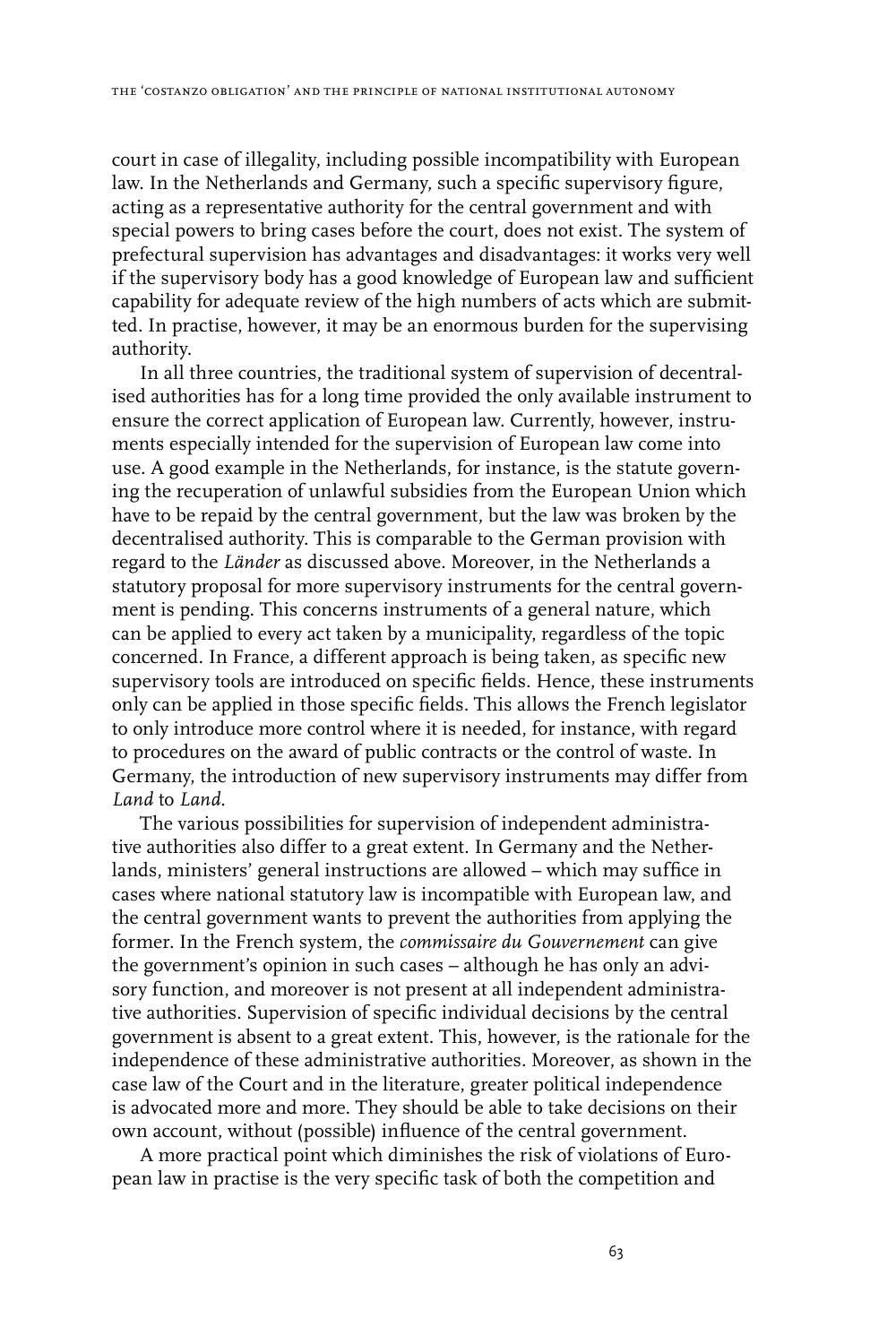court in case of illegality, including possible incompatibility with European law. In the Netherlands and Germany, such a specific supervisory figure, acting as a representative authority for the central government and with special powers to bring cases before the court, does not exist. The system of prefectural supervision has advantages and disadvantages: it works very well if the supervisory body has a good knowledge of European law and sufficient capability for adequate review of the high numbers of acts which are submitted. In practise, however, it may be an enormous burden for the supervising authority.

In all three countries, the traditional system of supervision of decentralised authorities has for a long time provided the only available instrument to ensure the correct application of European law. Currently, however, instruments especially intended for the supervision of European law come into use. A good example in the Netherlands, for instance, is the statute governing the recuperation of unlawful subsidies from the European Union which have to be repaid by the central government, but the law was broken by the decentralised authority. This is comparable to the German provision with regard to the *Länder* as discussed above. Moreover, in the Netherlands a statutory proposal for more supervisory instruments for the central government is pending. This concerns instruments of a general nature, which can be applied to every act taken by a municipality, regardless of the topic concerned. In France, a different approach is being taken, as specific new supervisory tools are introduced on specific fields. Hence, these instruments only can be applied in those specific fields. This allows the French legislator to only introduce more control where it is needed, for instance, with regard to procedures on the award of public contracts or the control of waste. In Germany, the introduction of new supervisory instruments may differ from *Land* to *Land*.

The various possibilities for supervision of independent administrative authorities also differ to a great extent. In Germany and the Netherlands, ministers' general instructions are allowed – which may suffice in cases where national statutory law is incompatible with European law, and the central government wants to prevent the authorities from applying the former. In the French system, the *commissaire du Gouvernement* can give the government's opinion in such cases – although he has only an advisory function, and moreover is not present at all independent administrative authorities. Supervision of specific individual decisions by the central government is absent to a great extent. This, however, is the rationale for the independence of these administrative authorities. Moreover, as shown in the case law of the Court and in the literature, greater political independence is advocated more and more. They should be able to take decisions on their own account, without (possible) influence of the central government.

A more practical point which diminishes the risk of violations of European law in practise is the very specific task of both the competition and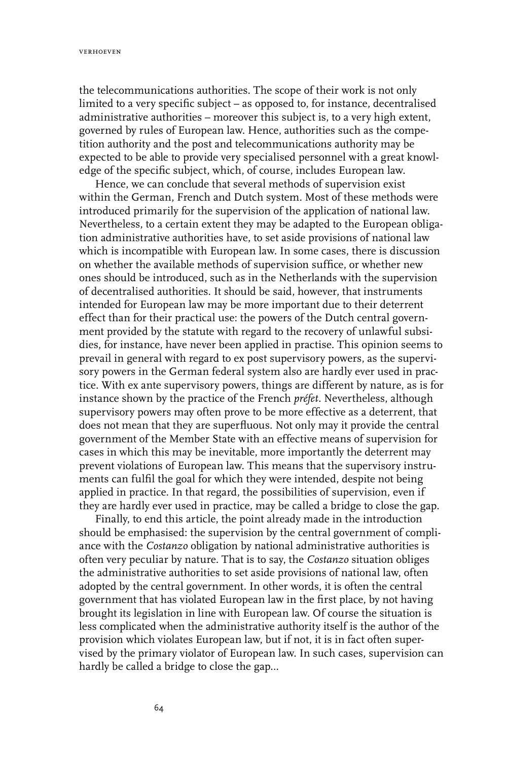the telecommunications authorities. The scope of their work is not only limited to a very specific subject – as opposed to, for instance, decentralised administrative authorities – moreover this subject is, to a very high extent, governed by rules of European law. Hence, authorities such as the competition authority and the post and telecommunications authority may be expected to be able to provide very specialised personnel with a great knowledge of the specific subject, which, of course, includes European law.

Hence, we can conclude that several methods of supervision exist within the German, French and Dutch system. Most of these methods were introduced primarily for the supervision of the application of national law. Nevertheless, to a certain extent they may be adapted to the European obligation administrative authorities have, to set aside provisions of national law which is incompatible with European law. In some cases, there is discussion on whether the available methods of supervision suffice, or whether new ones should be introduced, such as in the Netherlands with the supervision of decentralised authorities. It should be said, however, that instruments intended for European law may be more important due to their deterrent effect than for their practical use: the powers of the Dutch central government provided by the statute with regard to the recovery of unlawful subsidies, for instance, have never been applied in practise. This opinion seems to prevail in general with regard to ex post supervisory powers, as the supervisory powers in the German federal system also are hardly ever used in practice. With ex ante supervisory powers, things are different by nature, as is for instance shown by the practice of the French *préfet*. Nevertheless, although supervisory powers may often prove to be more effective as a deterrent, that does not mean that they are superfluous. Not only may it provide the central government of the Member State with an effective means of supervision for cases in which this may be inevitable, more importantly the deterrent may prevent violations of European law. This means that the supervisory instruments can fulfil the goal for which they were intended, despite not being applied in practice. In that regard, the possibilities of supervision, even if they are hardly ever used in practice, may be called a bridge to close the gap.

Finally, to end this article, the point already made in the introduction should be emphasised: the supervision by the central government of compliance with the *Costanzo* obligation by national administrative authorities is often very peculiar by nature. That is to say, the *Costanzo* situation obliges the administrative authorities to set aside provisions of national law, often adopted by the central government. In other words, it is often the central government that has violated European law in the first place, by not having brought its legislation in line with European law. Of course the situation is less complicated when the administrative authority itself is the author of the provision which violates European law, but if not, it is in fact often supervised by the primary violator of European law. In such cases, supervision can hardly be called a bridge to close the gap...